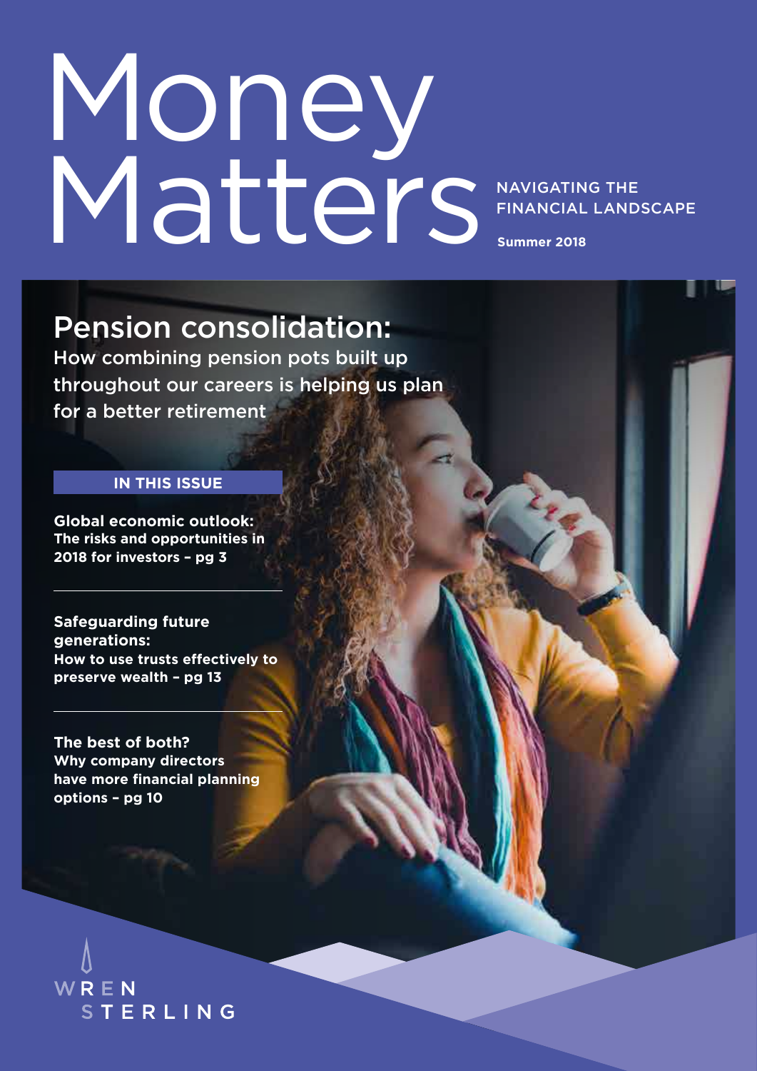# Money Matters

NAVIGATING THE FINANCIAL LANDSCAPE

**Summer 2018**

## Pension consolidation:

How combining pension pots built up throughout our careers is helping us plan for a better retirement

**IN THIS ISSUE**

**Global economic outlook:**
**The risks and opportunities in 2018 for investors – pg 3**

---

**Safeguarding future generations:**
**How to use trusts effectively to preserve wealth – pg 13**

---

**The best of both?**
**Why company directors have more financial planning options – pg 10**

WREN STERLING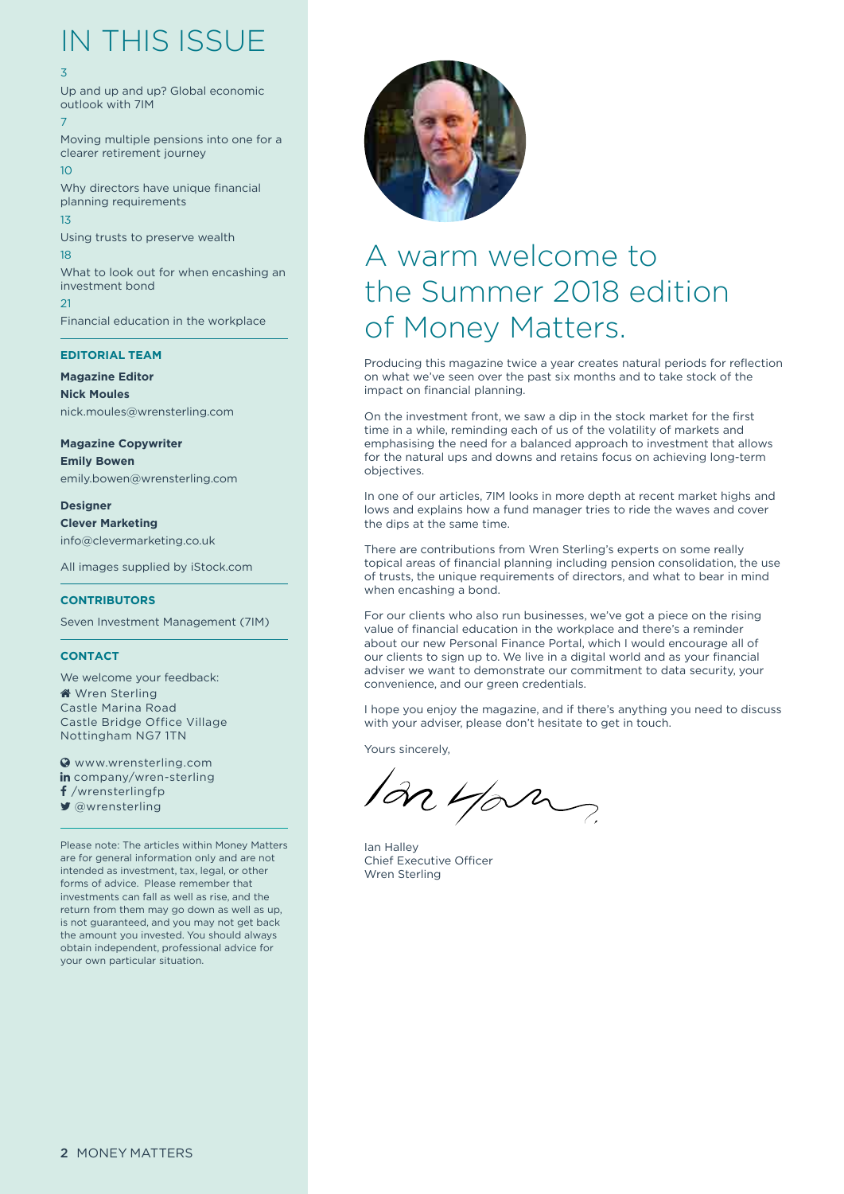# IN THIS ISSUE

3

Up and up and up? Global economic outlook with 7IM

7

Moving multiple pensions into one for a clearer retirement journey

10

Why directors have unique financial planning requirements

13

Using trusts to preserve wealth

18

What to look out for when encashing an investment bond

21

Financial education in the workplace

---

**EDITORIAL TEAM**

**Magazine Editor**
**Nick Moules**
nick.moules@wrensterling.com

**Magazine Copywriter**
**Emily Bowen**
emily.bowen@wrensterling.com

**Designer**
**Clever Marketing**
info@clevermarketing.co.uk

All images supplied by iStock.com

---

**CONTRIBUTORS**

Seven Investment Management (7IM)

---

**CONTACT**

We welcome your feedback:
Wren Sterling
Castle Marina Road
Castle Bridge Office Village
Nottingham NG7 1TN

www.wrensterling.com
company/wren-sterling
/wrensterlingfp
@wrensterling

---

Please note: The articles within Money Matters are for general information only and are not intended as investment, tax, legal, or other forms of advice. Please remember that investments can fall as well as rise, and the return from them may go down as well as up, is not guaranteed, and you may not get back the amount you invested. You should always obtain independent, professional advice for your own particular situation.

# A warm welcome to the Summer 2018 edition of Money Matters.

Producing this magazine twice a year creates natural periods for reflection on what we've seen over the past six months and to take stock of the impact on financial planning.

On the investment front, we saw a dip in the stock market for the first time in a while, reminding each of us of the volatility of markets and emphasising the need for a balanced approach to investment that allows for the natural ups and downs and retains focus on achieving long-term objectives.

In one of our articles, 7IM looks in more depth at recent market highs and lows and explains how a fund manager tries to ride the waves and cover the dips at the same time.

There are contributions from Wren Sterling's experts on some really topical areas of financial planning including pension consolidation, the use of trusts, the unique requirements of directors, and what to bear in mind when encashing a bond.

For our clients who also run businesses, we've got a piece on the rising value of financial education in the workplace and there's a reminder about our new Personal Finance Portal, which I would encourage all of our clients to sign up to. We live in a digital world and as your financial adviser we want to demonstrate our commitment to data security, your convenience, and our green credentials.

I hope you enjoy the magazine, and if there's anything you need to discuss with your adviser, please don't hesitate to get in touch.

Yours sincerely,

Ian Halley
Chief Executive Officer
Wren Sterling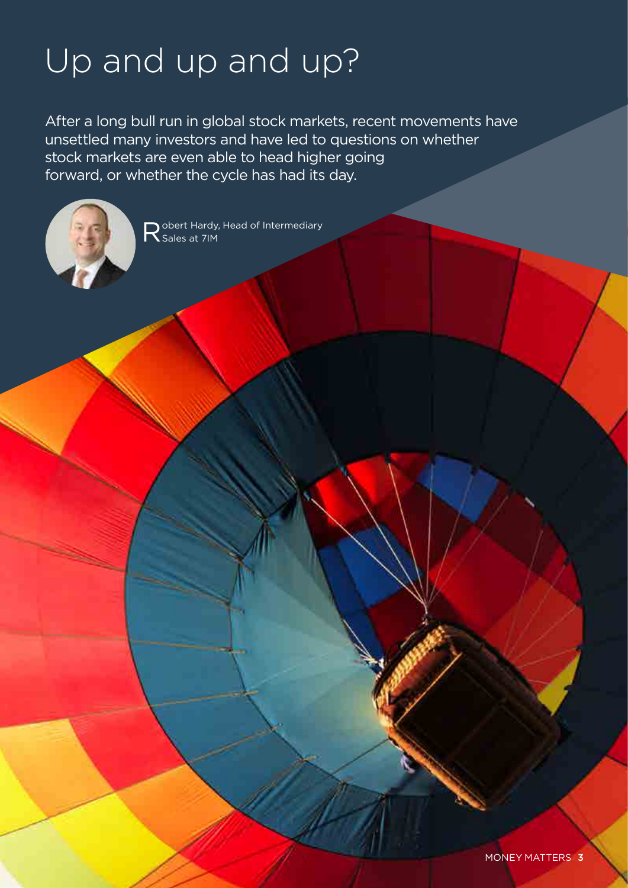# Up and up and up?

After a long bull run in global stock markets, recent movements have unsettled many investors and have led to questions on whether stock markets are even able to head higher going forward, or whether the cycle has had its day.

Robert Hardy, Head of Intermediary Sales at 7IM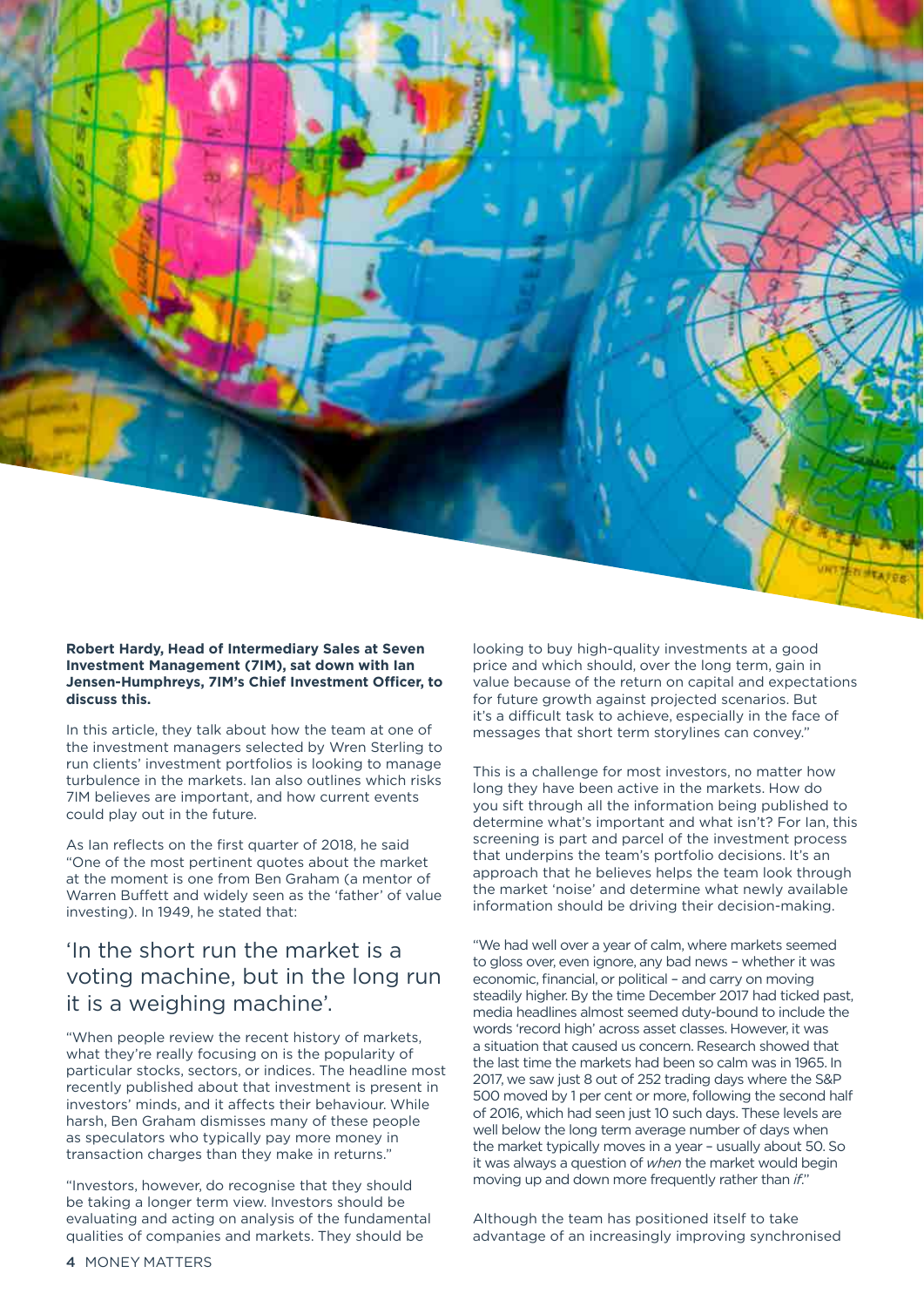**Robert Hardy, Head of Intermediary Sales at Seven Investment Management (7IM), sat down with Ian Jensen-Humphreys, 7IM's Chief Investment Officer, to discuss this.**

In this article, they talk about how the team at one of the investment managers selected by Wren Sterling to run clients' investment portfolios is looking to manage turbulence in the markets. Ian also outlines which risks 7IM believes are important, and how current events could play out in the future.

As Ian reflects on the first quarter of 2018, he said "One of the most pertinent quotes about the market at the moment is one from Ben Graham (a mentor of Warren Buffett and widely seen as the 'father' of value investing). In 1949, he stated that:

## 'In the short run the market is a voting machine, but in the long run it is a weighing machine'.

"When people review the recent history of markets, what they're really focusing on is the popularity of particular stocks, sectors, or indices. The headline most recently published about that investment is present in investors' minds, and it affects their behaviour. While harsh, Ben Graham dismisses many of these people as speculators who typically pay more money in transaction charges than they make in returns."

"Investors, however, do recognise that they should be taking a longer term view. Investors should be evaluating and acting on analysis of the fundamental qualities of companies and markets. They should be looking to buy high-quality investments at a good price and which should, over the long term, gain in value because of the return on capital and expectations for future growth against projected scenarios. But it's a difficult task to achieve, especially in the face of messages that short term storylines can convey."

This is a challenge for most investors, no matter how long they have been active in the markets. How do you sift through all the information being published to determine what's important and what isn't? For Ian, this screening is part and parcel of the investment process that underpins the team's portfolio decisions. It's an approach that he believes helps the team look through the market 'noise' and determine what newly available information should be driving their decision-making.

"We had well over a year of calm, where markets seemed to gloss over, even ignore, any bad news – whether it was economic, financial, or political – and carry on moving steadily higher. By the time December 2017 had ticked past, media headlines almost seemed duty-bound to include the words 'record high' across asset classes. However, it was a situation that caused us concern. Research showed that the last time the markets had been so calm was in 1965. In 2017, we saw just 8 out of 252 trading days where the S&P 500 moved by 1 per cent or more, following the second half of 2016, which had seen just 10 such days. These levels are well below the long term average number of days when the market typically moves in a year – usually about 50. So it was always a question of *when* the market would begin moving up and down more frequently rather than *if*."

Although the team has positioned itself to take advantage of an increasingly improving synchronised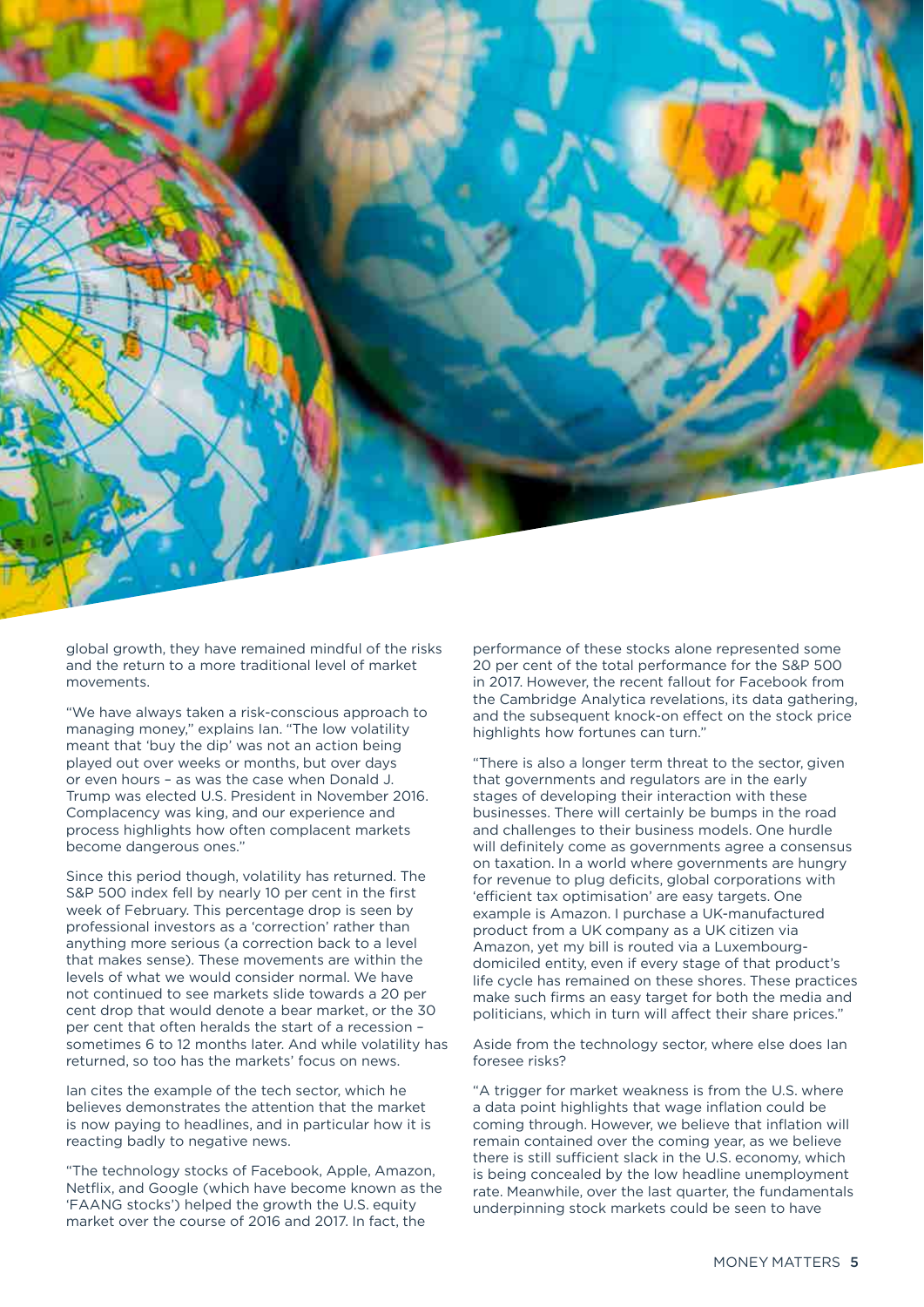global growth, they have remained mindful of the risks and the return to a more traditional level of market movements.

"We have always taken a risk-conscious approach to managing money," explains Ian. "The low volatility meant that 'buy the dip' was not an action being played out over weeks or months, but over days or even hours – as was the case when Donald J. Trump was elected U.S. President in November 2016. Complacency was king, and our experience and process highlights how often complacent markets become dangerous ones."

Since this period though, volatility has returned. The S&P 500 index fell by nearly 10 per cent in the first week of February. This percentage drop is seen by professional investors as a 'correction' rather than anything more serious (a correction back to a level that makes sense). These movements are within the levels of what we would consider normal. We have not continued to see markets slide towards a 20 per cent drop that would denote a bear market, or the 30 per cent that often heralds the start of a recession – sometimes 6 to 12 months later. And while volatility has returned, so too has the markets' focus on news.

Ian cites the example of the tech sector, which he believes demonstrates the attention that the market is now paying to headlines, and in particular how it is reacting badly to negative news.

"The technology stocks of Facebook, Apple, Amazon, Netflix, and Google (which have become known as the 'FAANG stocks') helped the growth the U.S. equity market over the course of 2016 and 2017. In fact, the performance of these stocks alone represented some 20 per cent of the total performance for the S&P 500 in 2017. However, the recent fallout for Facebook from the Cambridge Analytica revelations, its data gathering, and the subsequent knock-on effect on the stock price highlights how fortunes can turn."

"There is also a longer term threat to the sector, given that governments and regulators are in the early stages of developing their interaction with these businesses. There will certainly be bumps in the road and challenges to their business models. One hurdle will definitely come as governments agree a consensus on taxation. In a world where governments are hungry for revenue to plug deficits, global corporations with 'efficient tax optimisation' are easy targets. One example is Amazon. I purchase a UK-manufactured product from a UK company as a UK citizen via Amazon, yet my bill is routed via a Luxembourg-domiciled entity, even if every stage of that product's life cycle has remained on these shores. These practices make such firms an easy target for both the media and politicians, which in turn will affect their share prices."

Aside from the technology sector, where else does Ian foresee risks?

"A trigger for market weakness is from the U.S. where a data point highlights that wage inflation could be coming through. However, we believe that inflation will remain contained over the coming year, as we believe there is still sufficient slack in the U.S. economy, which is being concealed by the low headline unemployment rate. Meanwhile, over the last quarter, the fundamentals underpinning stock markets could be seen to have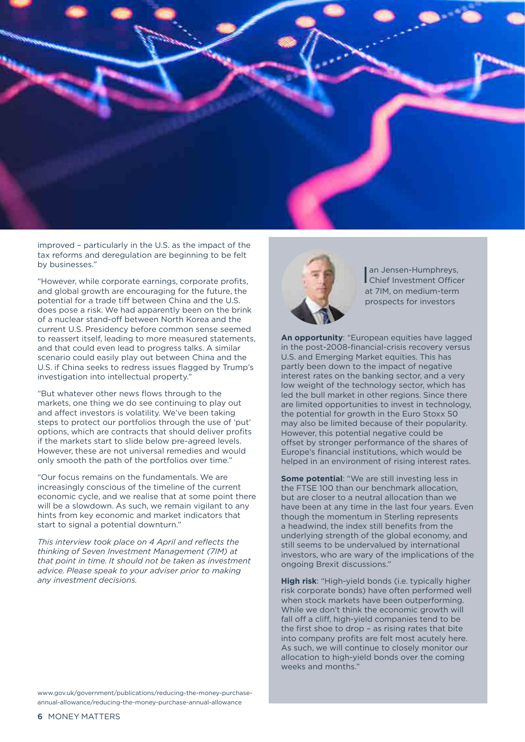improved – particularly in the U.S. as the impact of the tax reforms and deregulation are beginning to be felt by businesses."

"However, while corporate earnings, corporate profits, and global growth are encouraging for the future, the potential for a trade tiff between China and the U.S. does pose a risk. We had apparently been on the brink of a nuclear stand-off between North Korea and the current U.S. Presidency before common sense seemed to reassert itself, leading to more measured statements, and that could even lead to progress talks. A similar scenario could easily play out between China and the U.S. if China seeks to redress issues flagged by Trump's investigation into intellectual property."

"But whatever other news flows through to the markets, one thing we do see continuing to play out and affect investors is volatility. We've been taking steps to protect our portfolios through the use of 'put' options, which are contracts that should deliver profits if the markets start to slide below pre-agreed levels. However, these are not universal remedies and would only smooth the path of the portfolios over time."

"Our focus remains on the fundamentals. We are increasingly conscious of the timeline of the current economic cycle, and we realise that at some point there will be a slowdown. As such, we remain vigilant to any hints from key economic and market indicators that start to signal a potential downturn."

*This interview took place on 4 April and reflects the thinking of Seven Investment Management (7IM) at that point in time. It should not be taken as investment advice. Please speak to your adviser prior to making any investment decisions.*

Ian Jensen-Humphreys, Chief Investment Officer at 7IM, on medium-term prospects for investors

**An opportunity**: "European equities have lagged in the post-2008-financial-crisis recovery versus U.S. and Emerging Market equities. This has partly been down to the impact of negative interest rates on the banking sector, and a very low weight of the technology sector, which has led the bull market in other regions. Since there are limited opportunities to invest in technology, the potential for growth in the Euro Stoxx 50 may also be limited because of their popularity. However, this potential negative could be offset by stronger performance of the shares of Europe's financial institutions, which would be helped in an environment of rising interest rates.

**Some potential**: "We are still investing less in the FTSE 100 than our benchmark allocation, but are closer to a neutral allocation than we have been at any time in the last four years. Even though the momentum in Sterling represents a headwind, the index still benefits from the underlying strength of the global economy, and still seems to be undervalued by international investors, who are wary of the implications of the ongoing Brexit discussions."

**High risk**: "High-yield bonds (i.e. typically higher risk corporate bonds) have often performed well when stock markets have been outperforming. While we don't think the economic growth will fall off a cliff, high-yield companies tend to be the first shoe to drop – as rising rates that bite into company profits are felt most acutely here. As such, we will continue to closely monitor our allocation to high-yield bonds over the coming weeks and months."

www.gov.uk/government/publications/reducing-the-money-purchase-annual-allowance/reducing-the-money-purchase-annual-allowance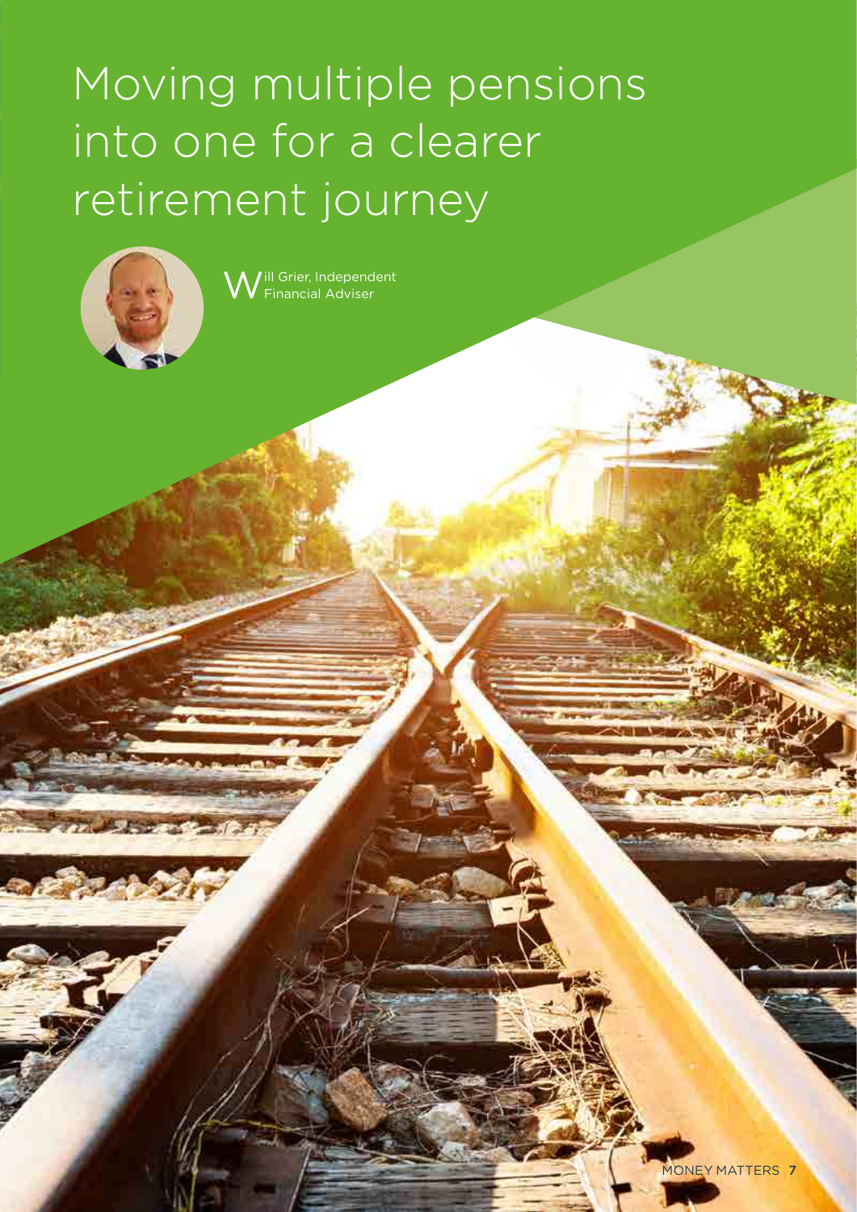# Moving multiple pensions into one for a clearer retirement journey

Will Grier, Independent Financial Adviser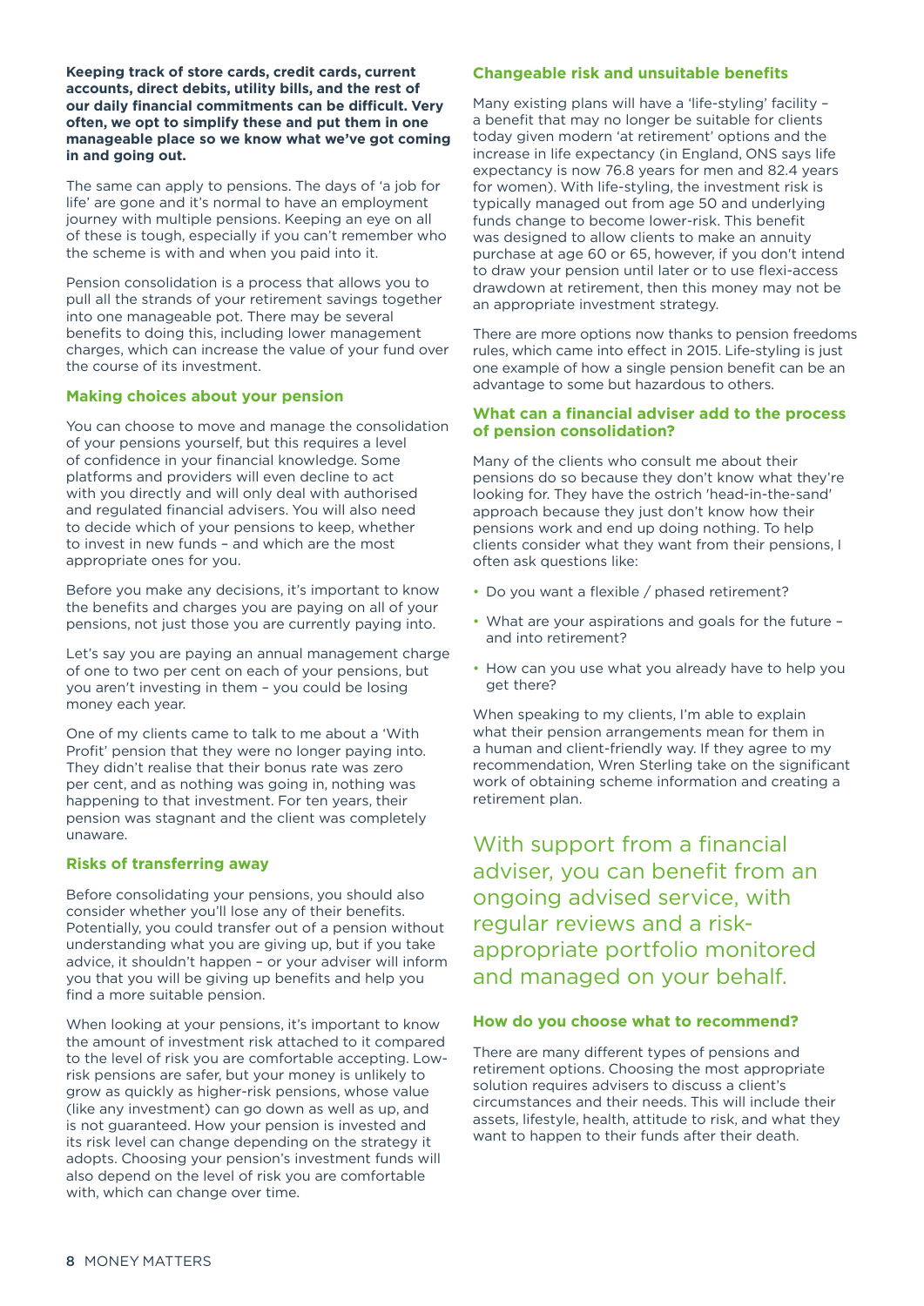**Keeping track of store cards, credit cards, current accounts, direct debits, utility bills, and the rest of our daily financial commitments can be difficult. Very often, we opt to simplify these and put them in one manageable place so we know what we've got coming in and going out.**

The same can apply to pensions. The days of 'a job for life' are gone and it's normal to have an employment journey with multiple pensions. Keeping an eye on all of these is tough, especially if you can't remember who the scheme is with and when you paid into it.

Pension consolidation is a process that allows you to pull all the strands of your retirement savings together into one manageable pot. There may be several benefits to doing this, including lower management charges, which can increase the value of your fund over the course of its investment.

### Making choices about your pension

You can choose to move and manage the consolidation of your pensions yourself, but this requires a level of confidence in your financial knowledge. Some platforms and providers will even decline to act with you directly and will only deal with authorised and regulated financial advisers. You will also need to decide which of your pensions to keep, whether to invest in new funds – and which are the most appropriate ones for you.

Before you make any decisions, it's important to know the benefits and charges you are paying on all of your pensions, not just those you are currently paying into.

Let's say you are paying an annual management charge of one to two per cent on each of your pensions, but you aren't investing in them – you could be losing money each year.

One of my clients came to talk to me about a 'With Profit' pension that they were no longer paying into. They didn't realise that their bonus rate was zero per cent, and as nothing was going in, nothing was happening to that investment. For ten years, their pension was stagnant and the client was completely unaware.

### Risks of transferring away

Before consolidating your pensions, you should also consider whether you'll lose any of their benefits. Potentially, you could transfer out of a pension without understanding what you are giving up, but if you take advice, it shouldn't happen – or your adviser will inform you that you will be giving up benefits and help you find a more suitable pension.

When looking at your pensions, it's important to know the amount of investment risk attached to it compared to the level of risk you are comfortable accepting. Low-risk pensions are safer, but your money is unlikely to grow as quickly as higher-risk pensions, whose value (like any investment) can go down as well as up, and is not guaranteed. How your pension is invested and its risk level can change depending on the strategy it adopts. Choosing your pension's investment funds will also depend on the level of risk you are comfortable with, which can change over time.

### Changeable risk and unsuitable benefits

Many existing plans will have a 'life-styling' facility – a benefit that may no longer be suitable for clients today given modern 'at retirement' options and the increase in life expectancy (in England, ONS says life expectancy is now 76.8 years for men and 82.4 years for women). With life-styling, the investment risk is typically managed out from age 50 and underlying funds change to become lower-risk. This benefit was designed to allow clients to make an annuity purchase at age 60 or 65, however, if you don't intend to draw your pension until later or to use flexi-access drawdown at retirement, then this money may not be an appropriate investment strategy.

There are more options now thanks to pension freedoms rules, which came into effect in 2015. Life-styling is just one example of how a single pension benefit can be an advantage to some but hazardous to others.

### What can a financial adviser add to the process of pension consolidation?

Many of the clients who consult me about their pensions do so because they don't know what they're looking for. They have the ostrich 'head-in-the-sand' approach because they just don't know how their pensions work and end up doing nothing. To help clients consider what they want from their pensions, I often ask questions like:

- Do you want a flexible / phased retirement?
- What are your aspirations and goals for the future – and into retirement?
- How can you use what you already have to help you get there?

When speaking to my clients, I'm able to explain what their pension arrangements mean for them in a human and client-friendly way. If they agree to my recommendation, Wren Sterling take on the significant work of obtaining scheme information and creating a retirement plan.

> With support from a financial adviser, you can benefit from an ongoing advised service, with regular reviews and a risk-appropriate portfolio monitored and managed on your behalf.

### How do you choose what to recommend?

There are many different types of pensions and retirement options. Choosing the most appropriate solution requires advisers to discuss a client's circumstances and their needs. This will include their assets, lifestyle, health, attitude to risk, and what they want to happen to their funds after their death.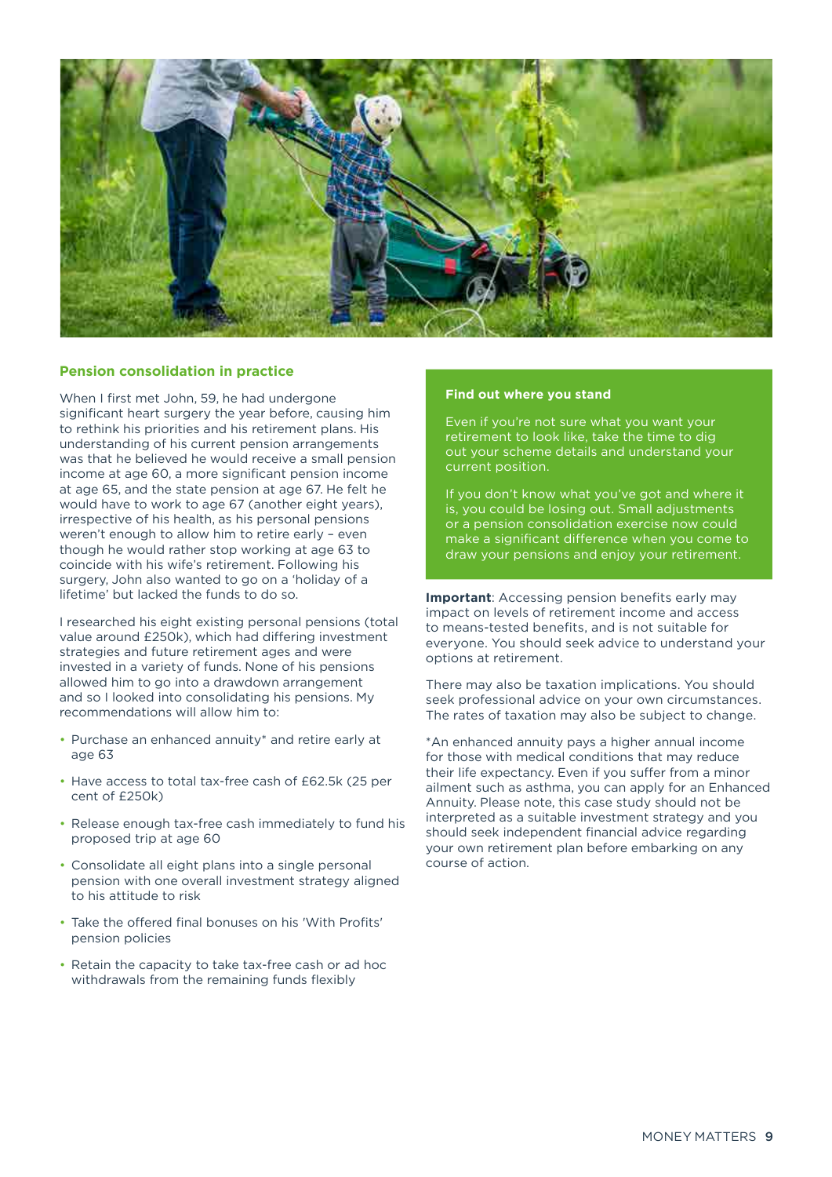## Pension consolidation in practice

When I first met John, 59, he had undergone significant heart surgery the year before, causing him to rethink his priorities and his retirement plans. His understanding of his current pension arrangements was that he believed he would receive a small pension income at age 60, a more significant pension income at age 65, and the state pension at age 67. He felt he would have to work to age 67 (another eight years), irrespective of his health, as his personal pensions weren't enough to allow him to retire early – even though he would rather stop working at age 63 to coincide with his wife's retirement. Following his surgery, John also wanted to go on a 'holiday of a lifetime' but lacked the funds to do so.

I researched his eight existing personal pensions (total value around £250k), which had differing investment strategies and future retirement ages and were invested in a variety of funds. None of his pensions allowed him to go into a drawdown arrangement and so I looked into consolidating his pensions. My recommendations will allow him to:

- Purchase an enhanced annuity* and retire early at age 63
- Have access to total tax-free cash of £62.5k (25 per cent of £250k)
- Release enough tax-free cash immediately to fund his proposed trip at age 60
- Consolidate all eight plans into a single personal pension with one overall investment strategy aligned to his attitude to risk
- Take the offered final bonuses on his 'With Profits' pension policies
- Retain the capacity to take tax-free cash or ad hoc withdrawals from the remaining funds flexibly

### Find out where you stand

Even if you're not sure what you want your retirement to look like, take the time to dig out your scheme details and understand your current position.

If you don't know what you've got and where it is, you could be losing out. Small adjustments or a pension consolidation exercise now could make a significant difference when you come to draw your pensions and enjoy your retirement.

**Important**: Accessing pension benefits early may impact on levels of retirement income and access to means-tested benefits, and is not suitable for everyone. You should seek advice to understand your options at retirement.

There may also be taxation implications. You should seek professional advice on your own circumstances. The rates of taxation may also be subject to change.

*An enhanced annuity pays a higher annual income for those with medical conditions that may reduce their life expectancy. Even if you suffer from a minor ailment such as asthma, you can apply for an Enhanced Annuity. Please note, this case study should not be interpreted as a suitable investment strategy and you should seek independent financial advice regarding your own retirement plan before embarking on any course of action.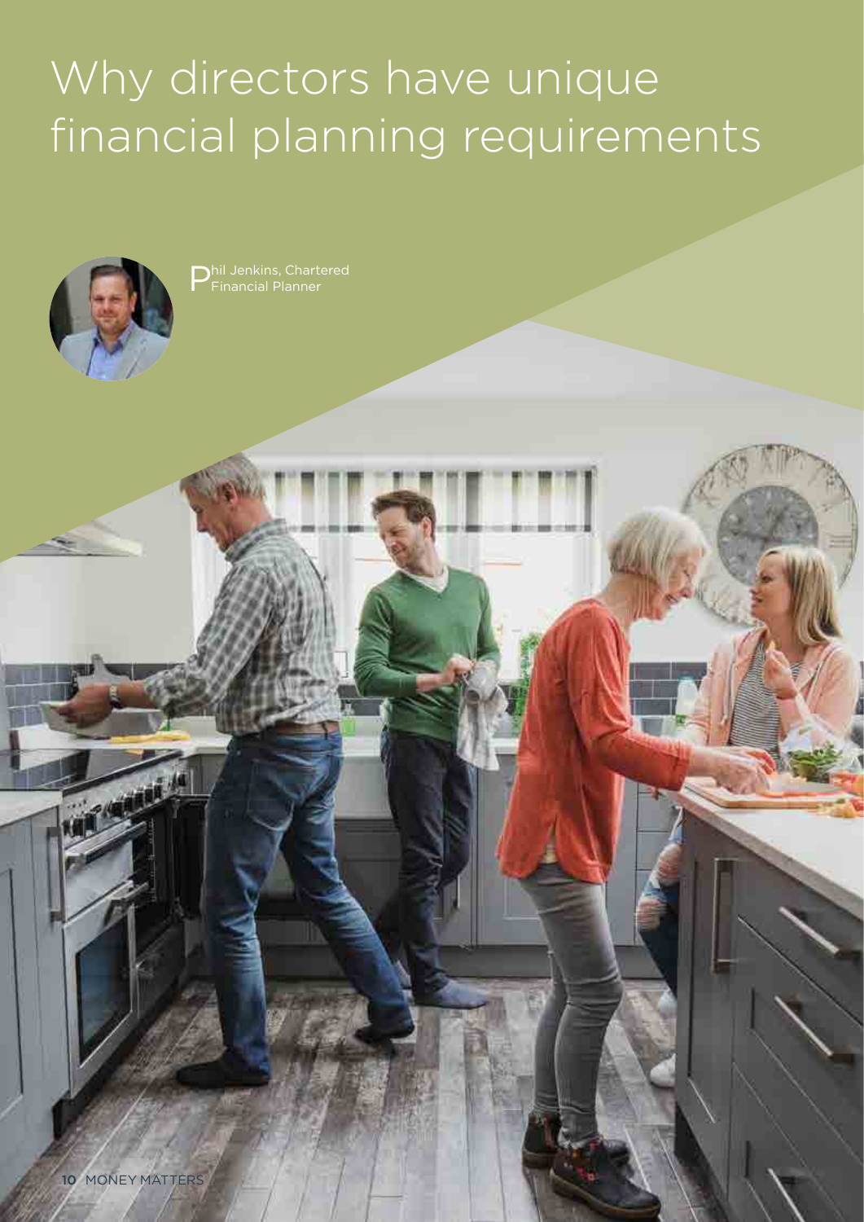# Why directors have unique financial planning requirements

Phil Jenkins, Chartered Financial Planner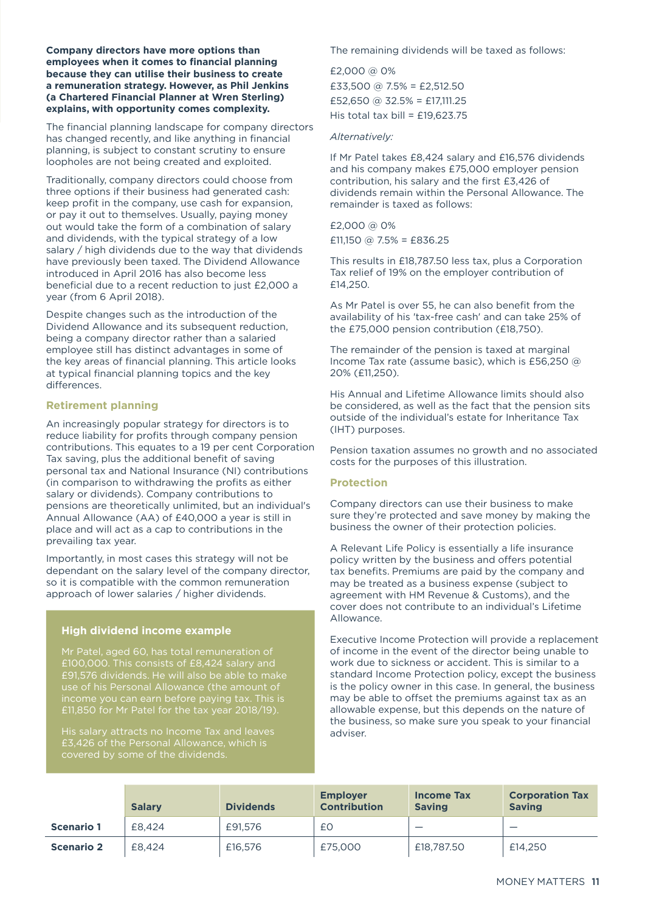**Company directors have more options than employees when it comes to financial planning because they can utilise their business to create a remuneration strategy. However, as Phil Jenkins (a Chartered Financial Planner at Wren Sterling) explains, with opportunity comes complexity.**

The financial planning landscape for company directors has changed recently, and like anything in financial planning, is subject to constant scrutiny to ensure loopholes are not being created and exploited.

Traditionally, company directors could choose from three options if their business had generated cash: keep profit in the company, use cash for expansion, or pay it out to themselves. Usually, paying money out would take the form of a combination of salary and dividends, with the typical strategy of a low salary / high dividends due to the way that dividends have previously been taxed. The Dividend Allowance introduced in April 2016 has also become less beneficial due to a recent reduction to just £2,000 a year (from 6 April 2018).

Despite changes such as the introduction of the Dividend Allowance and its subsequent reduction, being a company director rather than a salaried employee still has distinct advantages in some of the key areas of financial planning. This article looks at typical financial planning topics and the key differences.

### Retirement planning

An increasingly popular strategy for directors is to reduce liability for profits through company pension contributions. This equates to a 19 per cent Corporation Tax saving, plus the additional benefit of saving personal tax and National Insurance (NI) contributions (in comparison to withdrawing the profits as either salary or dividends). Company contributions to pensions are theoretically unlimited, but an individual's Annual Allowance (AA) of £40,000 a year is still in place and will act as a cap to contributions in the prevailing tax year.

Importantly, in most cases this strategy will not be dependant on the salary level of the company director, so it is compatible with the common remuneration approach of lower salaries / higher dividends.

#### High dividend income example

Mr Patel, aged 60, has total remuneration of £100,000. This consists of £8,424 salary and £91,576 dividends. He will also be able to make use of his Personal Allowance (the amount of income you can earn before paying tax. This is £11,850 for Mr Patel for the tax year 2018/19).

His salary attracts no Income Tax and leaves £3,426 of the Personal Allowance, which is covered by some of the dividends.

The remaining dividends will be taxed as follows:

£2,000 @ 0%
£33,500 @ 7.5% = £2,512.50
£52,650 @ 32.5% = £17,111.25
His total tax bill = £19,623.75

*Alternatively:*

If Mr Patel takes £8,424 salary and £16,576 dividends and his company makes £75,000 employer pension contribution, his salary and the first £3,426 of dividends remain within the Personal Allowance. The remainder is taxed as follows:

£2,000 @ 0%
£11,150 @ 7.5% = £836.25

This results in £18,787.50 less tax, plus a Corporation Tax relief of 19% on the employer contribution of £14,250.

As Mr Patel is over 55, he can also benefit from the availability of his 'tax-free cash' and can take 25% of the £75,000 pension contribution (£18,750).

The remainder of the pension is taxed at marginal Income Tax rate (assume basic), which is £56,250 @ 20% (£11,250).

His Annual and Lifetime Allowance limits should also be considered, as well as the fact that the pension sits outside of the individual's estate for Inheritance Tax (IHT) purposes.

Pension taxation assumes no growth and no associated costs for the purposes of this illustration.

### Protection

Company directors can use their business to make sure they're protected and save money by making the business the owner of their protection policies.

A Relevant Life Policy is essentially a life insurance policy written by the business and offers potential tax benefits. Premiums are paid by the company and may be treated as a business expense (subject to agreement with HM Revenue & Customs), and the cover does not contribute to an individual's Lifetime Allowance.

Executive Income Protection will provide a replacement of income in the event of the director being unable to work due to sickness or accident. This is similar to a standard Income Protection policy, except the business is the policy owner in this case. In general, the business may be able to offset the premiums against tax as an allowable expense, but this depends on the nature of the business, so make sure you speak to your financial adviser.

| | Salary | Dividends | Employer Contribution | Income Tax Saving | Corporation Tax Saving |
|---|---|---|---|---|---|
| **Scenario 1** | £8,424 | £91,576 | £0 | — | — |
| **Scenario 2** | £8,424 | £16,576 | £75,000 | £18,787.50 | £14,250 |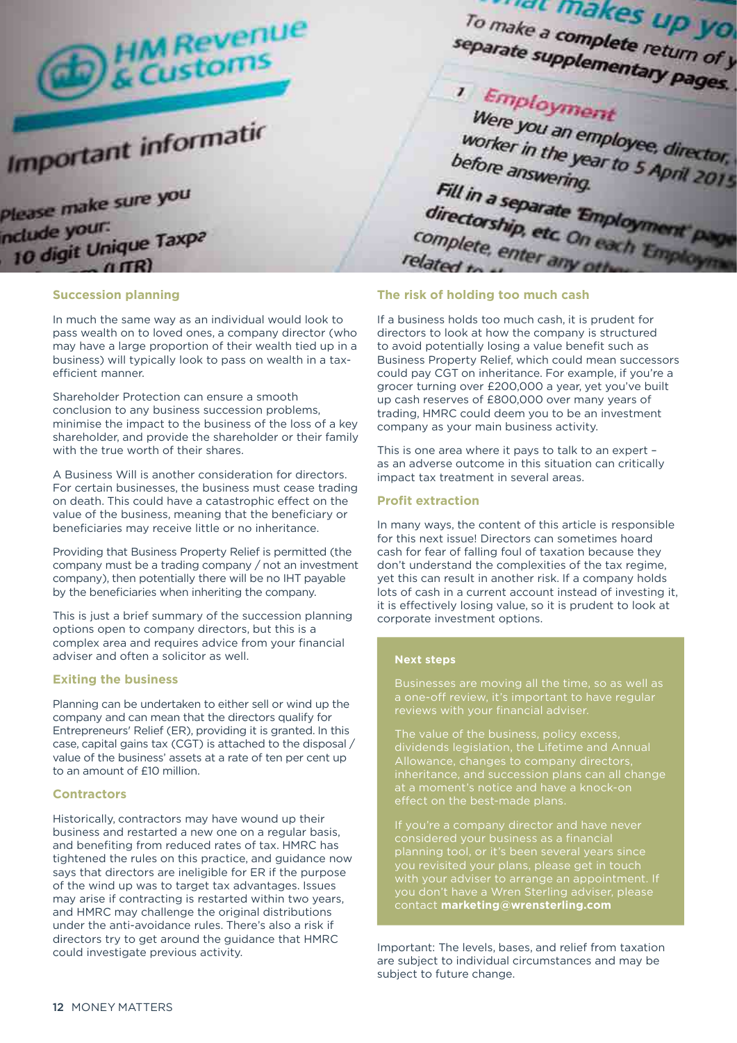## Succession planning

In much the same way as an individual would look to pass wealth on to loved ones, a company director (who may have a large proportion of their wealth tied up in a business) will typically look to pass on wealth in a tax-efficient manner.

Shareholder Protection can ensure a smooth conclusion to any business succession problems, minimise the impact to the business of the loss of a key shareholder, and provide the shareholder or their family with the true worth of their shares.

A Business Will is another consideration for directors. For certain businesses, the business must cease trading on death. This could have a catastrophic effect on the value of the business, meaning that the beneficiary or beneficiaries may receive little or no inheritance.

Providing that Business Property Relief is permitted (the company must be a trading company / not an investment company), then potentially there will be no IHT payable by the beneficiaries when inheriting the company.

This is just a brief summary of the succession planning options open to company directors, but this is a complex area and requires advice from your financial adviser and often a solicitor as well.

## Exiting the business

Planning can be undertaken to either sell or wind up the company and can mean that the directors qualify for Entrepreneurs' Relief (ER), providing it is granted. In this case, capital gains tax (CGT) is attached to the disposal / value of the business' assets at a rate of ten per cent up to an amount of £10 million.

## Contractors

Historically, contractors may have wound up their business and restarted a new one on a regular basis, and benefiting from reduced rates of tax. HMRC has tightened the rules on this practice, and guidance now says that directors are ineligible for ER if the purpose of the wind up was to target tax advantages. Issues may arise if contracting is restarted within two years, and HMRC may challenge the original distributions under the anti-avoidance rules. There's also a risk if directors try to get around the guidance that HMRC could investigate previous activity.

## The risk of holding too much cash

If a business holds too much cash, it is prudent for directors to look at how the company is structured to avoid potentially losing a value benefit such as Business Property Relief, which could mean successors could pay CGT on inheritance. For example, if you're a grocer turning over £200,000 a year, yet you've built up cash reserves of £800,000 over many years of trading, HMRC could deem you to be an investment company as your main business activity.

This is one area where it pays to talk to an expert – as an adverse outcome in this situation can critically impact tax treatment in several areas.

## Profit extraction

In many ways, the content of this article is responsible for this next issue! Directors can sometimes hoard cash for fear of falling foul of taxation because they don't understand the complexities of the tax regime, yet this can result in another risk. If a company holds lots of cash in a current account instead of investing it, it is effectively losing value, so it is prudent to look at corporate investment options.

### Next steps

Businesses are moving all the time, so as well as a one-off review, it's important to have regular reviews with your financial adviser.

The value of the business, policy excess, dividends legislation, the Lifetime and Annual Allowance, changes to company directors, inheritance, and succession plans can all change at a moment's notice and have a knock-on effect on the best-made plans.

If you're a company director and have never considered your business as a financial planning tool, or it's been several years since you revisited your plans, please get in touch with your adviser to arrange an appointment. If you don't have a Wren Sterling adviser, please contact **marketing@wrensterling.com**

Important: The levels, bases, and relief from taxation are subject to individual circumstances and may be subject to future change.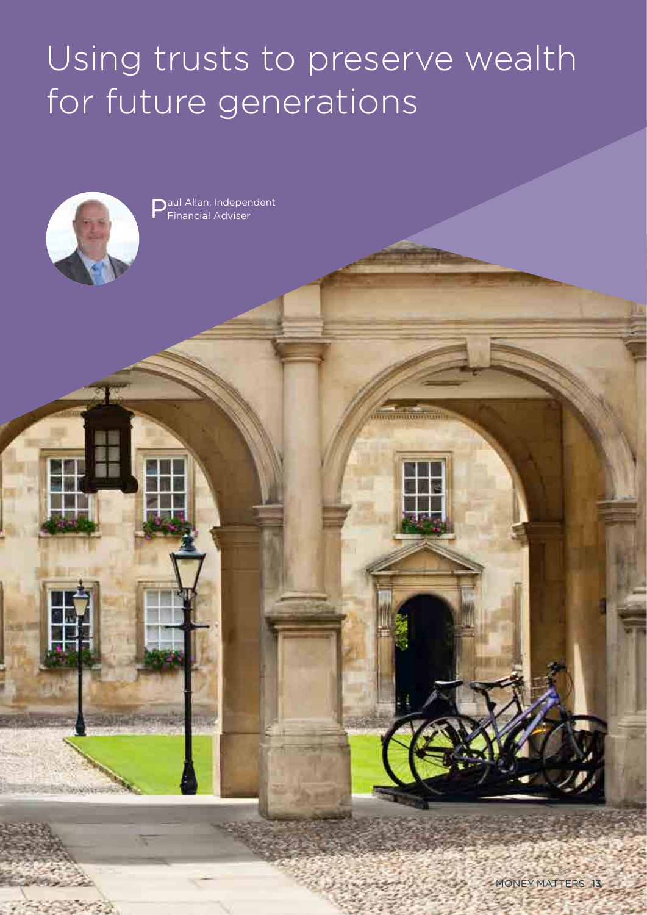# Using trusts to preserve wealth for future generations

Paul Allan, Independent Financial Adviser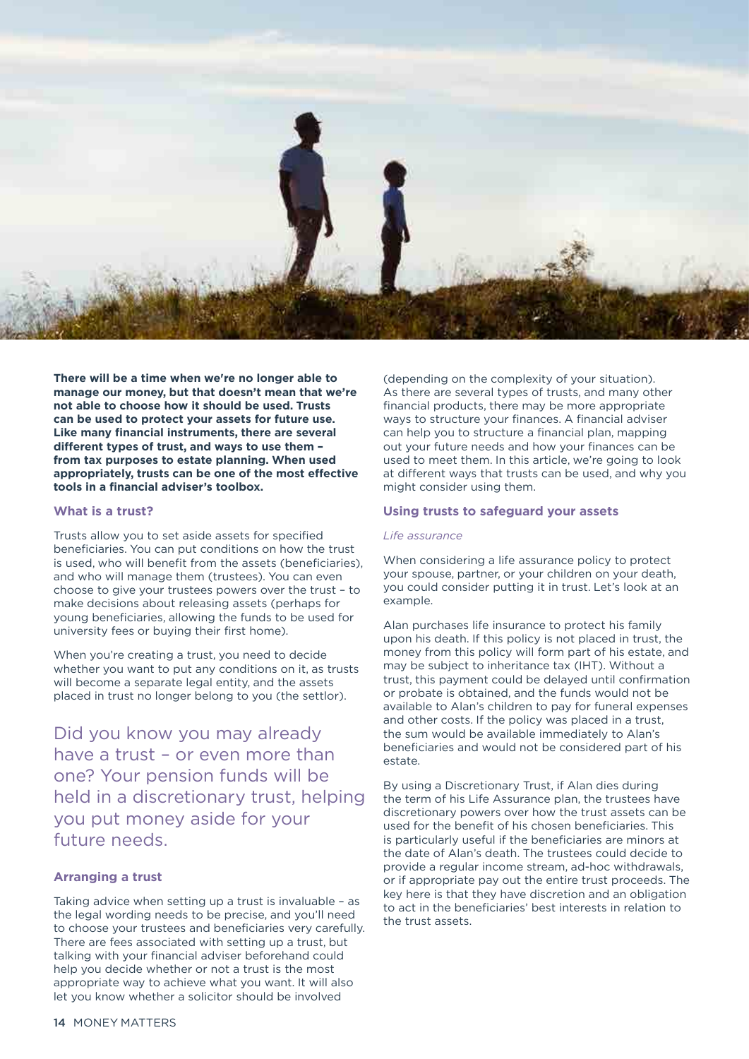**There will be a time when we're no longer able to manage our money, but that doesn't mean that we're not able to choose how it should be used. Trusts can be used to protect your assets for future use. Like many financial instruments, there are several different types of trust, and ways to use them – from tax purposes to estate planning. When used appropriately, trusts can be one of the most effective tools in a financial adviser's toolbox.**

### What is a trust?

Trusts allow you to set aside assets for specified beneficiaries. You can put conditions on how the trust is used, who will benefit from the assets (beneficiaries), and who will manage them (trustees). You can even choose to give your trustees powers over the trust – to make decisions about releasing assets (perhaps for young beneficiaries, allowing the funds to be used for university fees or buying their first home).

When you're creating a trust, you need to decide whether you want to put any conditions on it, as trusts will become a separate legal entity, and the assets placed in trust no longer belong to you (the settlor).

> Did you know you may already have a trust – or even more than one? Your pension funds will be held in a discretionary trust, helping you put money aside for your future needs.

### Arranging a trust

Taking advice when setting up a trust is invaluable – as the legal wording needs to be precise, and you'll need to choose your trustees and beneficiaries very carefully. There are fees associated with setting up a trust, but talking with your financial adviser beforehand could help you decide whether or not a trust is the most appropriate way to achieve what you want. It will also let you know whether a solicitor should be involved (depending on the complexity of your situation). As there are several types of trusts, and many other financial products, there may be more appropriate ways to structure your finances. A financial adviser can help you to structure a financial plan, mapping out your future needs and how your finances can be used to meet them. In this article, we're going to look at different ways that trusts can be used, and why you might consider using them.

### Using trusts to safeguard your assets

*Life assurance*

When considering a life assurance policy to protect your spouse, partner, or your children on your death, you could consider putting it in trust. Let's look at an example.

Alan purchases life insurance to protect his family upon his death. If this policy is not placed in trust, the money from this policy will form part of his estate, and may be subject to inheritance tax (IHT). Without a trust, this payment could be delayed until confirmation or probate is obtained, and the funds would not be available to Alan's children to pay for funeral expenses and other costs. If the policy was placed in a trust, the sum would be available immediately to Alan's beneficiaries and would not be considered part of his estate.

By using a Discretionary Trust, if Alan dies during the term of his Life Assurance plan, the trustees have discretionary powers over how the trust assets can be used for the benefit of his chosen beneficiaries. This is particularly useful if the beneficiaries are minors at the date of Alan's death. The trustees could decide to provide a regular income stream, ad-hoc withdrawals, or if appropriate pay out the entire trust proceeds. The key here is that they have discretion and an obligation to act in the beneficiaries' best interests in relation to the trust assets.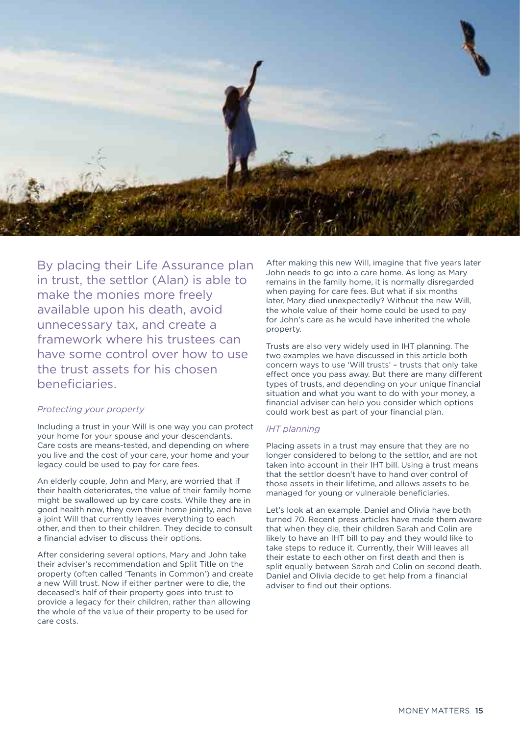By placing their Life Assurance plan in trust, the settlor (Alan) is able to make the monies more freely available upon his death, avoid unnecessary tax, and create a framework where his trustees can have some control over how to use the trust assets for his chosen beneficiaries.

### *Protecting your property*

Including a trust in your Will is one way you can protect your home for your spouse and your descendants. Care costs are means-tested, and depending on where you live and the cost of your care, your home and your legacy could be used to pay for care fees.

An elderly couple, John and Mary, are worried that if their health deteriorates, the value of their family home might be swallowed up by care costs. While they are in good health now, they own their home jointly, and have a joint Will that currently leaves everything to each other, and then to their children. They decide to consult a financial adviser to discuss their options.

After considering several options, Mary and John take their adviser's recommendation and Split Title on the property (often called 'Tenants in Common') and create a new Will trust. Now if either partner were to die, the deceased's half of their property goes into trust to provide a legacy for their children, rather than allowing the whole of the value of their property to be used for care costs.

After making this new Will, imagine that five years later John needs to go into a care home. As long as Mary remains in the family home, it is normally disregarded when paying for care fees. But what if six months later, Mary died unexpectedly? Without the new Will, the whole value of their home could be used to pay for John's care as he would have inherited the whole property.

Trusts are also very widely used in IHT planning. The two examples we have discussed in this article both concern ways to use 'Will trusts' – trusts that only take effect once you pass away. But there are many different types of trusts, and depending on your unique financial situation and what you want to do with your money, a financial adviser can help you consider which options could work best as part of your financial plan.

### *IHT planning*

Placing assets in a trust may ensure that they are no longer considered to belong to the settlor, and are not taken into account in their IHT bill. Using a trust means that the settlor doesn't have to hand over control of those assets in their lifetime, and allows assets to be managed for young or vulnerable beneficiaries.

Let's look at an example. Daniel and Olivia have both turned 70. Recent press articles have made them aware that when they die, their children Sarah and Colin are likely to have an IHT bill to pay and they would like to take steps to reduce it. Currently, their Will leaves all their estate to each other on first death and then is split equally between Sarah and Colin on second death. Daniel and Olivia decide to get help from a financial adviser to find out their options.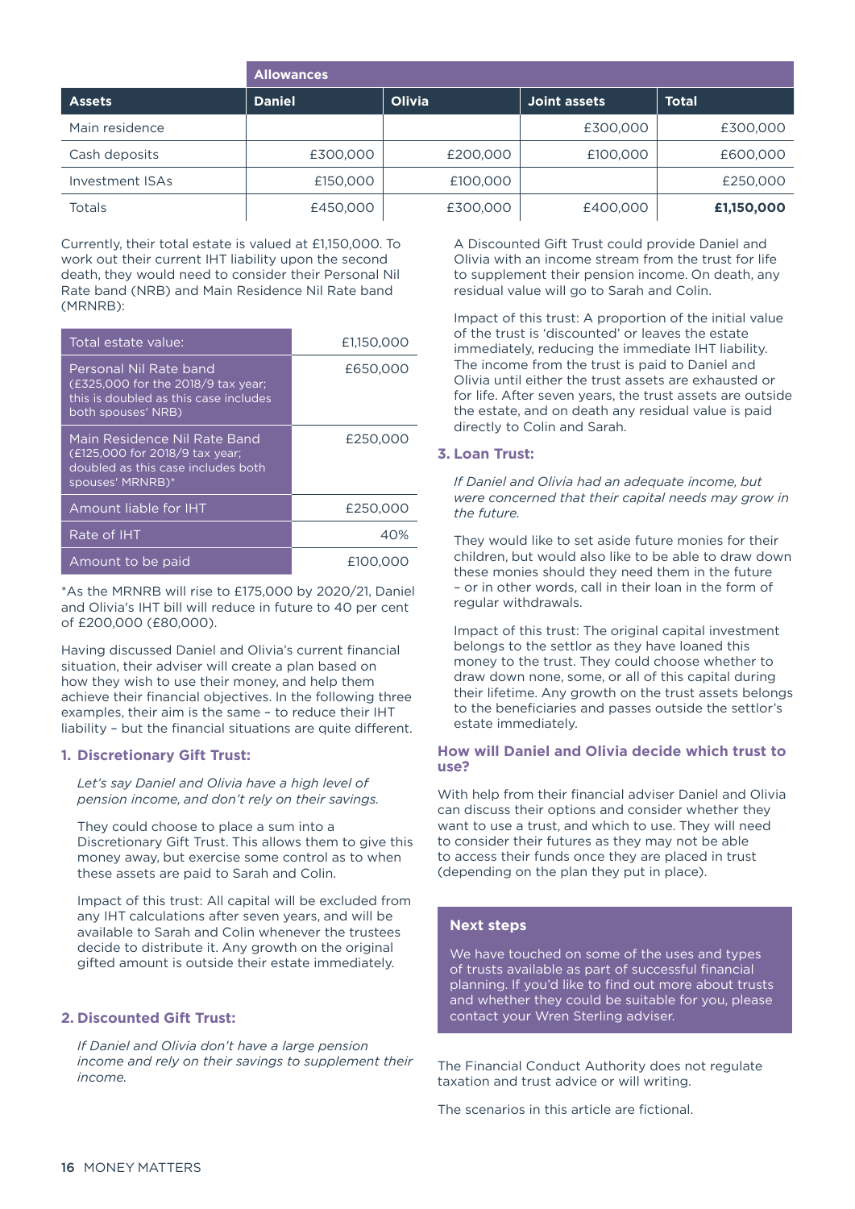| | Allowances | | | |
|---|---|---|---|---|
| **Assets** | **Daniel** | **Olivia** | **Joint assets** | **Total** |
| Main residence | | | £300,000 | £300,000 |
| Cash deposits | £300,000 | £200,000 | £100,000 | £600,000 |
| Investment ISAs | £150,000 | £100,000 | | £250,000 |
| Totals | £450,000 | £300,000 | £400,000 | **£1,150,000** |

Currently, their total estate is valued at £1,150,000. To work out their current IHT liability upon the second death, they would need to consider their Personal Nil Rate band (NRB) and Main Residence Nil Rate band (MRNRB):

| | |
|---|---|
| Total estate value: | £1,150,000 |
| Personal Nil Rate band (£325,000 for the 2018/9 tax year; this is doubled as this case includes both spouses' NRB) | £650,000 |
| Main Residence Nil Rate Band (£125,000 for 2018/9 tax year; doubled as this case includes both spouses' MRNRB)* | £250,000 |
| Amount liable for IHT | £250,000 |
| Rate of IHT | 40% |
| Amount to be paid | £100,000 |

*As the MRNRB will rise to £175,000 by 2020/21, Daniel and Olivia's IHT bill will reduce in future to 40 per cent of £200,000 (£80,000).

Having discussed Daniel and Olivia's current financial situation, their adviser will create a plan based on how they wish to use their money, and help them achieve their financial objectives. In the following three examples, their aim is the same – to reduce their IHT liability – but the financial situations are quite different.

### 1. Discretionary Gift Trust:

*Let's say Daniel and Olivia have a high level of pension income, and don't rely on their savings.*

They could choose to place a sum into a Discretionary Gift Trust. This allows them to give this money away, but exercise some control as to when these assets are paid to Sarah and Colin.

Impact of this trust: All capital will be excluded from any IHT calculations after seven years, and will be available to Sarah and Colin whenever the trustees decide to distribute it. Any growth on the original gifted amount is outside their estate immediately.

### 2. Discounted Gift Trust:

*If Daniel and Olivia don't have a large pension income and rely on their savings to supplement their income.*

A Discounted Gift Trust could provide Daniel and Olivia with an income stream from the trust for life to supplement their pension income. On death, any residual value will go to Sarah and Colin.

Impact of this trust: A proportion of the initial value of the trust is 'discounted' or leaves the estate immediately, reducing the immediate IHT liability. The income from the trust is paid to Daniel and Olivia until either the trust assets are exhausted or for life. After seven years, the trust assets are outside the estate, and on death any residual value is paid directly to Colin and Sarah.

### 3. Loan Trust:

*If Daniel and Olivia had an adequate income, but were concerned that their capital needs may grow in the future.*

They would like to set aside future monies for their children, but would also like to be able to draw down these monies should they need them in the future – or in other words, call in their loan in the form of regular withdrawals.

Impact of this trust: The original capital investment belongs to the settlor as they have loaned this money to the trust. They could choose whether to draw down none, some, or all of this capital during their lifetime. Any growth on the trust assets belongs to the beneficiaries and passes outside the settlor's estate immediately.

### How will Daniel and Olivia decide which trust to use?

With help from their financial adviser Daniel and Olivia can discuss their options and consider whether they want to use a trust, and which to use. They will need to consider their futures as they may not be able to access their funds once they are placed in trust (depending on the plan they put in place).

### Next steps

We have touched on some of the uses and types of trusts available as part of successful financial planning. If you'd like to find out more about trusts and whether they could be suitable for you, please contact your Wren Sterling adviser.

The Financial Conduct Authority does not regulate taxation and trust advice or will writing.

The scenarios in this article are fictional.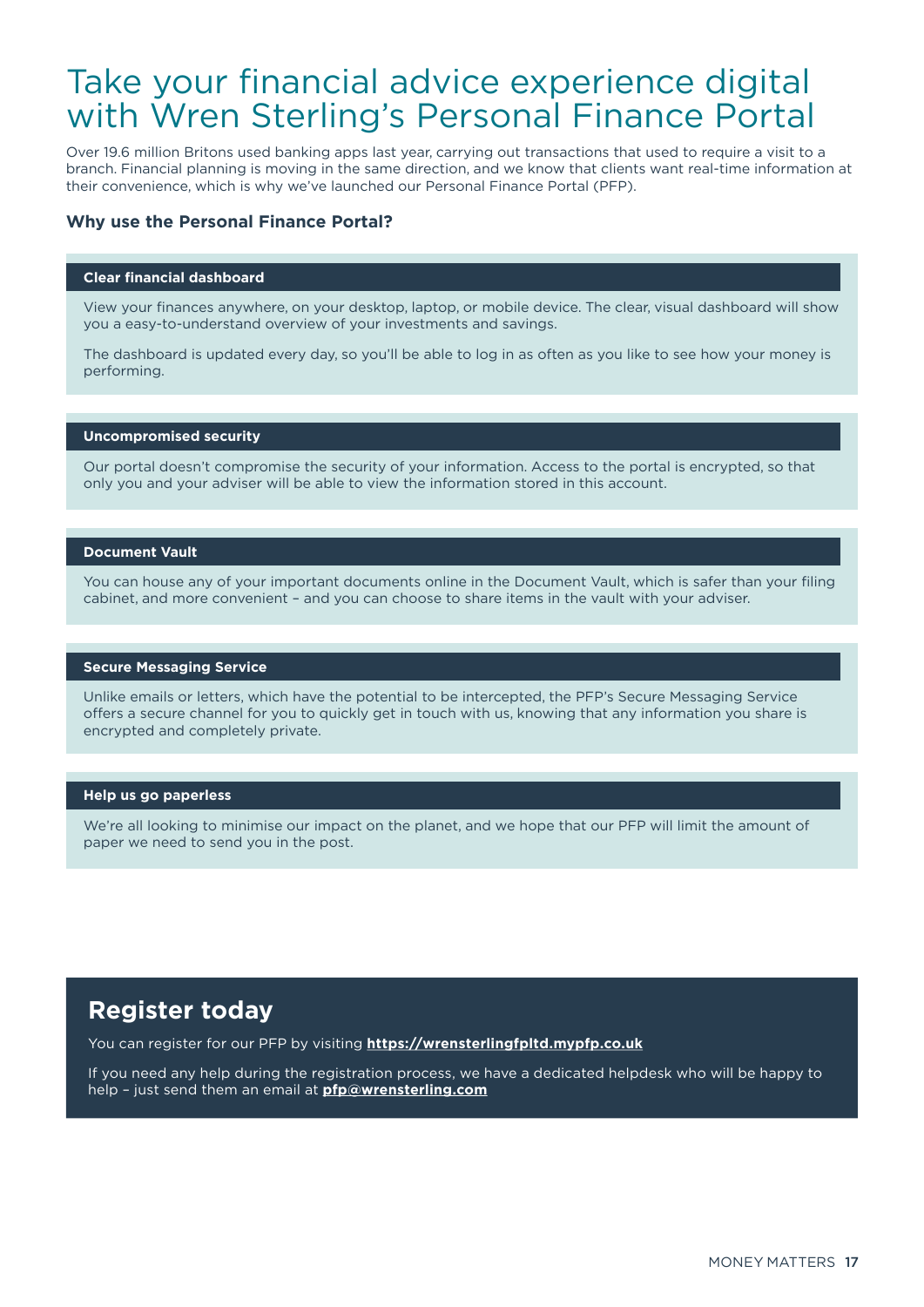# Take your financial advice experience digital with Wren Sterling's Personal Finance Portal

Over 19.6 million Britons used banking apps last year, carrying out transactions that used to require a visit to a branch. Financial planning is moving in the same direction, and we know that clients want real-time information at their convenience, which is why we've launched our Personal Finance Portal (PFP).

### Why use the Personal Finance Portal?

**Clear financial dashboard**

View your finances anywhere, on your desktop, laptop, or mobile device. The clear, visual dashboard will show you a easy-to-understand overview of your investments and savings.

The dashboard is updated every day, so you'll be able to log in as often as you like to see how your money is performing.

**Uncompromised security**

Our portal doesn't compromise the security of your information. Access to the portal is encrypted, so that only you and your adviser will be able to view the information stored in this account.

**Document Vault**

You can house any of your important documents online in the Document Vault, which is safer than your filing cabinet, and more convenient – and you can choose to share items in the vault with your adviser.

**Secure Messaging Service**

Unlike emails or letters, which have the potential to be intercepted, the PFP's Secure Messaging Service offers a secure channel for you to quickly get in touch with us, knowing that any information you share is encrypted and completely private.

**Help us go paperless**

We're all looking to minimise our impact on the planet, and we hope that our PFP will limit the amount of paper we need to send you in the post.

## Register today

You can register for our PFP by visiting **https://wrensterlingfpltd.mypfp.co.uk**

If you need any help during the registration process, we have a dedicated helpdesk who will be happy to help – just send them an email at **pfp@wrensterling.com**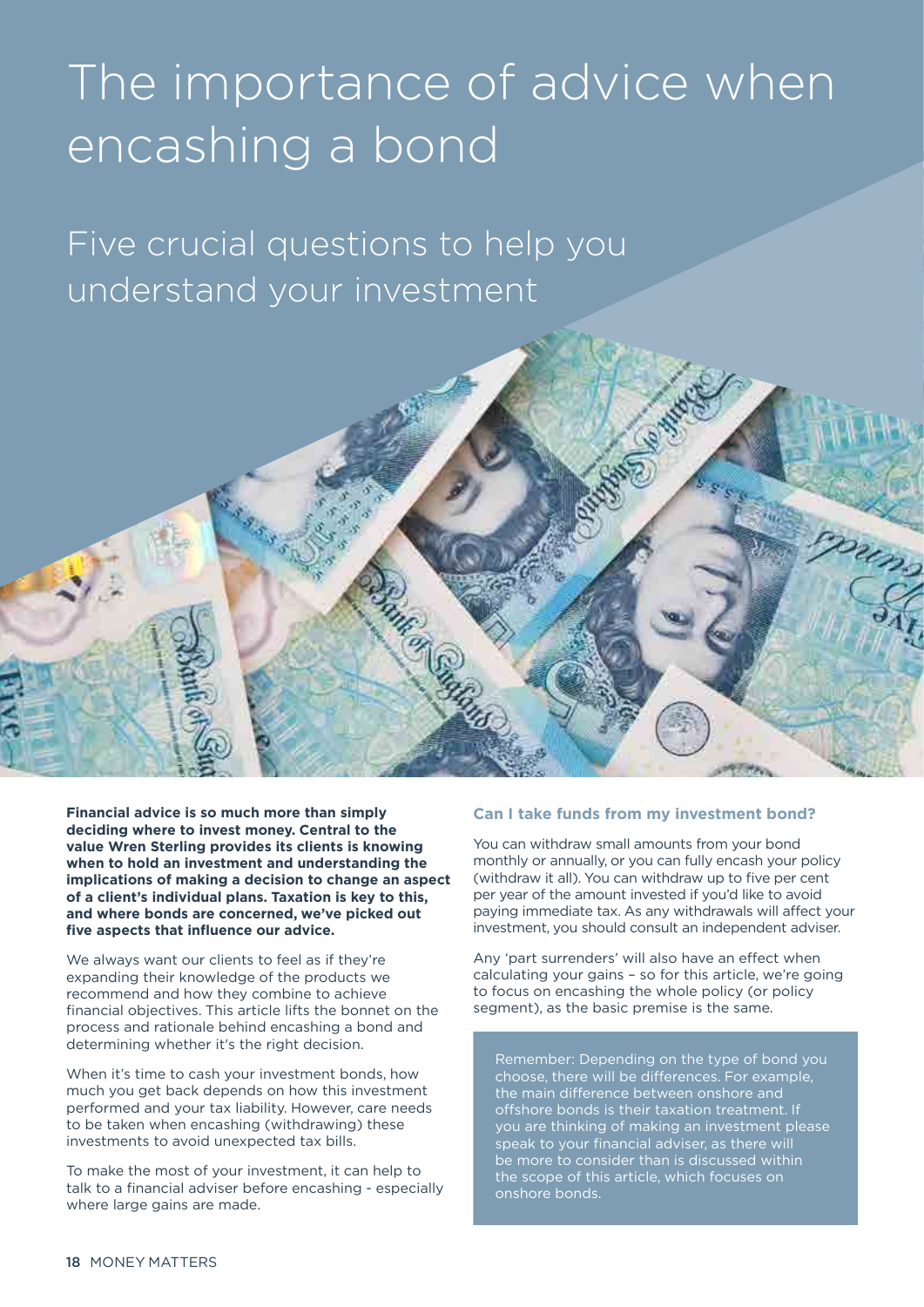# The importance of advice when encashing a bond

## Five crucial questions to help you understand your investment

**Financial advice is so much more than simply deciding where to invest money. Central to the value Wren Sterling provides its clients is knowing when to hold an investment and understanding the implications of making a decision to change an aspect of a client's individual plans. Taxation is key to this, and where bonds are concerned, we've picked out five aspects that influence our advice.**

We always want our clients to feel as if they're expanding their knowledge of the products we recommend and how they combine to achieve financial objectives. This article lifts the bonnet on the process and rationale behind encashing a bond and determining whether it's the right decision.

When it's time to cash your investment bonds, how much you get back depends on how this investment performed and your tax liability. However, care needs to be taken when encashing (withdrawing) these investments to avoid unexpected tax bills.

To make the most of your investment, it can help to talk to a financial adviser before encashing - especially where large gains are made.

### Can I take funds from my investment bond?

You can withdraw small amounts from your bond monthly or annually, or you can fully encash your policy (withdraw it all). You can withdraw up to five per cent per year of the amount invested if you'd like to avoid paying immediate tax. As any withdrawals will affect your investment, you should consult an independent adviser.

Any 'part surrenders' will also have an effect when calculating your gains – so for this article, we're going to focus on encashing the whole policy (or policy segment), as the basic premise is the same.

Remember: Depending on the type of bond you choose, there will be differences. For example, the main difference between onshore and offshore bonds is their taxation treatment. If you are thinking of making an investment please speak to your financial adviser, as there will be more to consider than is discussed within the scope of this article, which focuses on onshore bonds.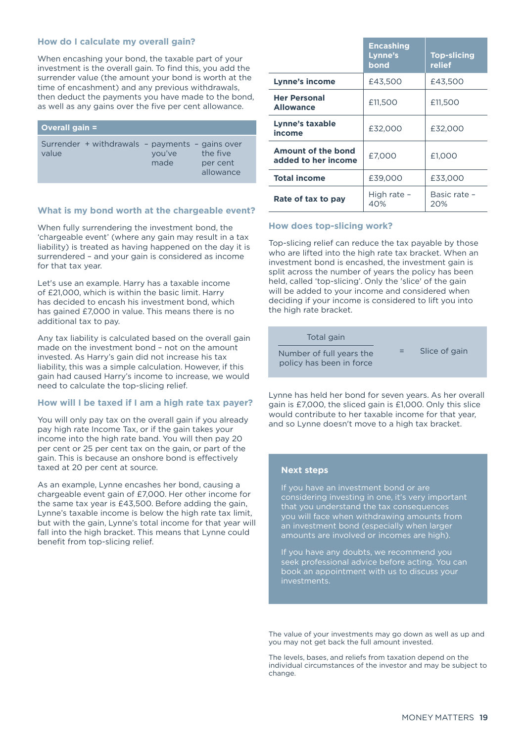### How do I calculate my overall gain?

When encashing your bond, the taxable part of your investment is the overall gain. To find this, you add the surrender value (the amount your bond is worth at the time of encashment) and any previous withdrawals, then deduct the payments you have made to the bond, as well as any gains over the five per cent allowance.

**Overall gain =**

Surrender value + withdrawals – payments you've made – gains over the five per cent allowance

### What is my bond worth at the chargeable event?

When fully surrendering the investment bond, the 'chargeable event' (where any gain may result in a tax liability) is treated as having happened on the day it is surrendered – and your gain is considered as income for that tax year.

Let's use an example. Harry has a taxable income of £21,000, which is within the basic limit. Harry has decided to encash his investment bond, which has gained £7,000 in value. This means there is no additional tax to pay.

Any tax liability is calculated based on the overall gain made on the investment bond – not on the amount invested. As Harry's gain did not increase his tax liability, this was a simple calculation. However, if this gain had caused Harry's income to increase, we would need to calculate the top-slicing relief.

### How will I be taxed if I am a high rate tax payer?

You will only pay tax on the overall gain if you already pay high rate Income Tax, or if the gain takes your income into the high rate band. You will then pay 20 per cent or 25 per cent tax on the gain, or part of the gain. This is because an onshore bond is effectively taxed at 20 per cent at source.

As an example, Lynne encashes her bond, causing a chargeable event gain of £7,000. Her other income for the same tax year is £43,500. Before adding the gain, Lynne's taxable income is below the high rate tax limit, but with the gain, Lynne's total income for that year will fall into the high bracket. This means that Lynne could benefit from top-slicing relief.

| | Encashing Lynne's bond | Top-slicing relief |
|---|---|---|
| **Lynne's income** | £43,500 | £43,500 |
| **Her Personal Allowance** | £11,500 | £11,500 |
| **Lynne's taxable income** | £32,000 | £32,000 |
| **Amount of the bond added to her income** | £7,000 | £1,000 |
| **Total income** | £39,000 | £33,000 |
| **Rate of tax to pay** | High rate – 40% | Basic rate – 20% |

### How does top-slicing work?

Top-slicing relief can reduce the tax payable by those who are lifted into the high rate tax bracket. When an investment bond is encashed, the investment gain is split across the number of years the policy has been held, called 'top-slicing'. Only the 'slice' of the gain will be added to your income and considered when deciding if your income is considered to lift you into the high rate bracket.

$$\frac{\text{Total gain}}{\text{Number of full years the policy has been in force}} = \text{Slice of gain}$$

Lynne has held her bond for seven years. As her overall gain is £7,000, the sliced gain is £1,000. Only this slice would contribute to her taxable income for that year, and so Lynne doesn't move to a high tax bracket.

### Next steps

If you have an investment bond or are considering investing in one, it's very important that you understand the tax consequences you will face when withdrawing amounts from an investment bond (especially when larger amounts are involved or incomes are high).

If you have any doubts, we recommend you seek professional advice before acting. You can book an appointment with us to discuss your investments.

The value of your investments may go down as well as up and you may not get back the full amount invested.

The levels, bases, and reliefs from taxation depend on the individual circumstances of the investor and may be subject to change.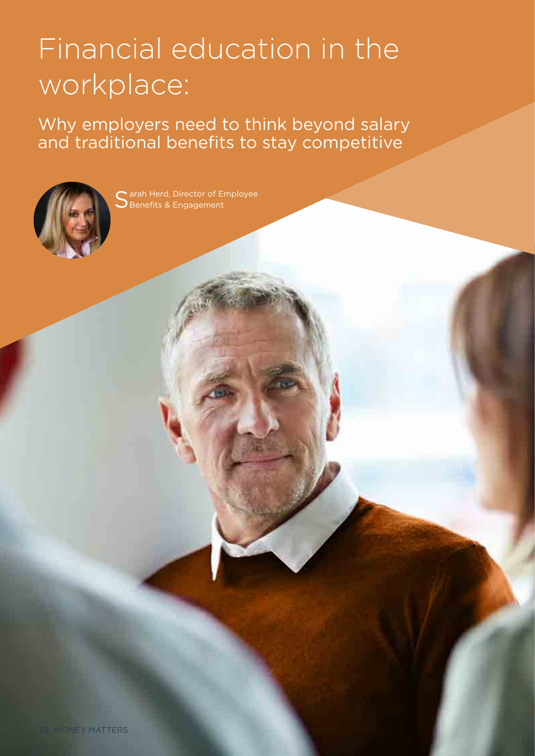# Financial education in the workplace:

## Why employers need to think beyond salary and traditional benefits to stay competitive

Sarah Herd, Director of Employee Benefits & Engagement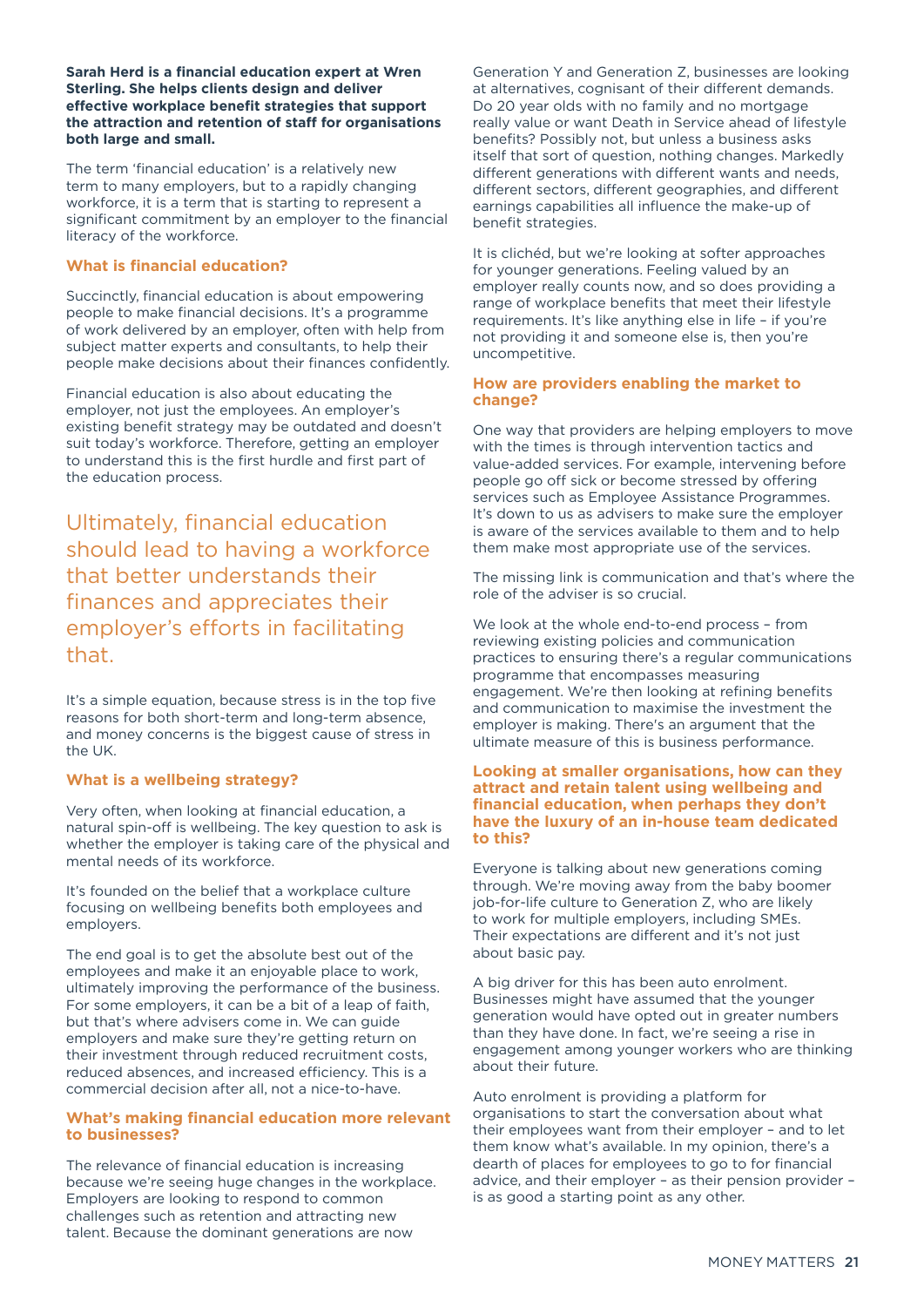**Sarah Herd is a financial education expert at Wren Sterling. She helps clients design and deliver effective workplace benefit strategies that support the attraction and retention of staff for organisations both large and small.**

The term 'financial education' is a relatively new term to many employers, but to a rapidly changing workforce, it is a term that is starting to represent a significant commitment by an employer to the financial literacy of the workforce.

## What is financial education?

Succinctly, financial education is about empowering people to make financial decisions. It's a programme of work delivered by an employer, often with help from subject matter experts and consultants, to help their people make decisions about their finances confidently.

Financial education is also about educating the employer, not just the employees. An employer's existing benefit strategy may be outdated and doesn't suit today's workforce. Therefore, getting an employer to understand this is the first hurdle and first part of the education process.

> Ultimately, financial education should lead to having a workforce that better understands their finances and appreciates their employer's efforts in facilitating that.

It's a simple equation, because stress is in the top five reasons for both short-term and long-term absence, and money concerns is the biggest cause of stress in the UK.

## What is a wellbeing strategy?

Very often, when looking at financial education, a natural spin-off is wellbeing. The key question to ask is whether the employer is taking care of the physical and mental needs of its workforce.

It's founded on the belief that a workplace culture focusing on wellbeing benefits both employees and employers.

The end goal is to get the absolute best out of the employees and make it an enjoyable place to work, ultimately improving the performance of the business. For some employers, it can be a bit of a leap of faith, but that's where advisers come in. We can guide employers and make sure they're getting return on their investment through reduced recruitment costs, reduced absences, and increased efficiency. This is a commercial decision after all, not a nice-to-have.

## What's making financial education more relevant to businesses?

The relevance of financial education is increasing because we're seeing huge changes in the workplace. Employers are looking to respond to common challenges such as retention and attracting new talent. Because the dominant generations are now Generation Y and Generation Z, businesses are looking at alternatives, cognisant of their different demands. Do 20 year olds with no family and no mortgage really value or want Death in Service ahead of lifestyle benefits? Possibly not, but unless a business asks itself that sort of question, nothing changes. Markedly different generations with different wants and needs, different sectors, different geographies, and different earnings capabilities all influence the make-up of benefit strategies.

It is clichéd, but we're looking at softer approaches for younger generations. Feeling valued by an employer really counts now, and so does providing a range of workplace benefits that meet their lifestyle requirements. It's like anything else in life – if you're not providing it and someone else is, then you're uncompetitive.

## How are providers enabling the market to change?

One way that providers are helping employers to move with the times is through intervention tactics and value-added services. For example, intervening before people go off sick or become stressed by offering services such as Employee Assistance Programmes. It's down to us as advisers to make sure the employer is aware of the services available to them and to help them make most appropriate use of the services.

The missing link is communication and that's where the role of the adviser is so crucial.

We look at the whole end-to-end process – from reviewing existing policies and communication practices to ensuring there's a regular communications programme that encompasses measuring engagement. We're then looking at refining benefits and communication to maximise the investment the employer is making. There's an argument that the ultimate measure of this is business performance.

## Looking at smaller organisations, how can they attract and retain talent using wellbeing and financial education, when perhaps they don't have the luxury of an in-house team dedicated to this?

Everyone is talking about new generations coming through. We're moving away from the baby boomer job-for-life culture to Generation Z, who are likely to work for multiple employers, including SMEs. Their expectations are different and it's not just about basic pay.

A big driver for this has been auto enrolment. Businesses might have assumed that the younger generation would have opted out in greater numbers than they have done. In fact, we're seeing a rise in engagement among younger workers who are thinking about their future.

Auto enrolment is providing a platform for organisations to start the conversation about what their employees want from their employer – and to let them know what's available. In my opinion, there's a dearth of places for employees to go to for financial advice, and their employer – as their pension provider – is as good a starting point as any other.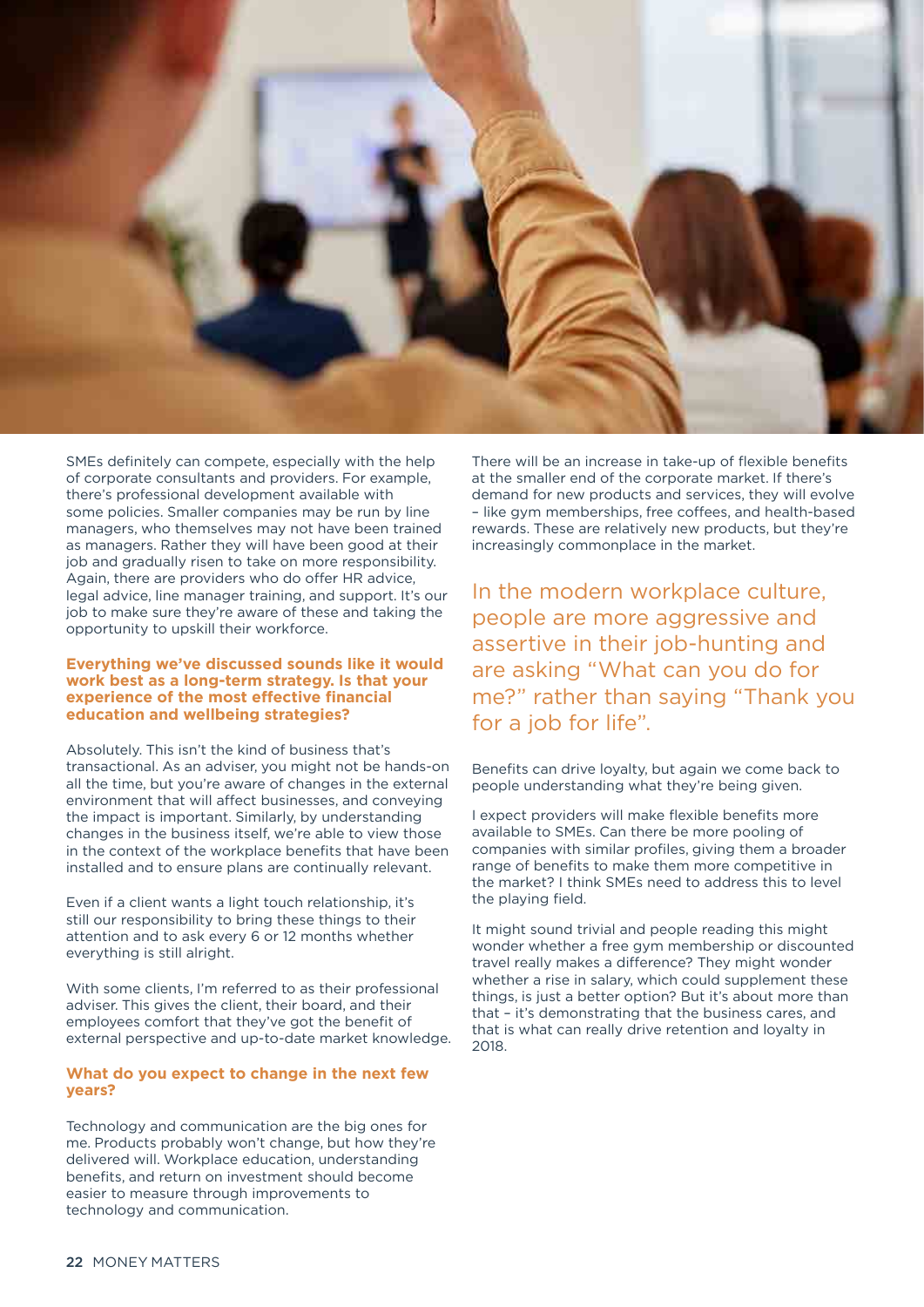SMEs definitely can compete, especially with the help of corporate consultants and providers. For example, there's professional development available with some policies. Smaller companies may be run by line managers, who themselves may not have been trained as managers. Rather they will have been good at their job and gradually risen to take on more responsibility. Again, there are providers who do offer HR advice, legal advice, line manager training, and support. It's our job to make sure they're aware of these and taking the opportunity to upskill their workforce.

**Everything we've discussed sounds like it would work best as a long-term strategy. Is that your experience of the most effective financial education and wellbeing strategies?**

Absolutely. This isn't the kind of business that's transactional. As an adviser, you might not be hands-on all the time, but you're aware of changes in the external environment that will affect businesses, and conveying the impact is important. Similarly, by understanding changes in the business itself, we're able to view those in the context of the workplace benefits that have been installed and to ensure plans are continually relevant.

Even if a client wants a light touch relationship, it's still our responsibility to bring these things to their attention and to ask every 6 or 12 months whether everything is still alright.

With some clients, I'm referred to as their professional adviser. This gives the client, their board, and their employees comfort that they've got the benefit of external perspective and up-to-date market knowledge.

**What do you expect to change in the next few years?**

Technology and communication are the big ones for me. Products probably won't change, but how they're delivered will. Workplace education, understanding benefits, and return on investment should become easier to measure through improvements to technology and communication.

There will be an increase in take-up of flexible benefits at the smaller end of the corporate market. If there's demand for new products and services, they will evolve – like gym memberships, free coffees, and health-based rewards. These are relatively new products, but they're increasingly commonplace in the market.

> In the modern workplace culture, people are more aggressive and assertive in their job-hunting and are asking "What can you do for me?" rather than saying "Thank you for a job for life".

Benefits can drive loyalty, but again we come back to people understanding what they're being given.

I expect providers will make flexible benefits more available to SMEs. Can there be more pooling of companies with similar profiles, giving them a broader range of benefits to make them more competitive in the market? I think SMEs need to address this to level the playing field.

It might sound trivial and people reading this might wonder whether a free gym membership or discounted travel really makes a difference? They might wonder whether a rise in salary, which could supplement these things, is just a better option? But it's about more than that – it's demonstrating that the business cares, and that is what can really drive retention and loyalty in 2018.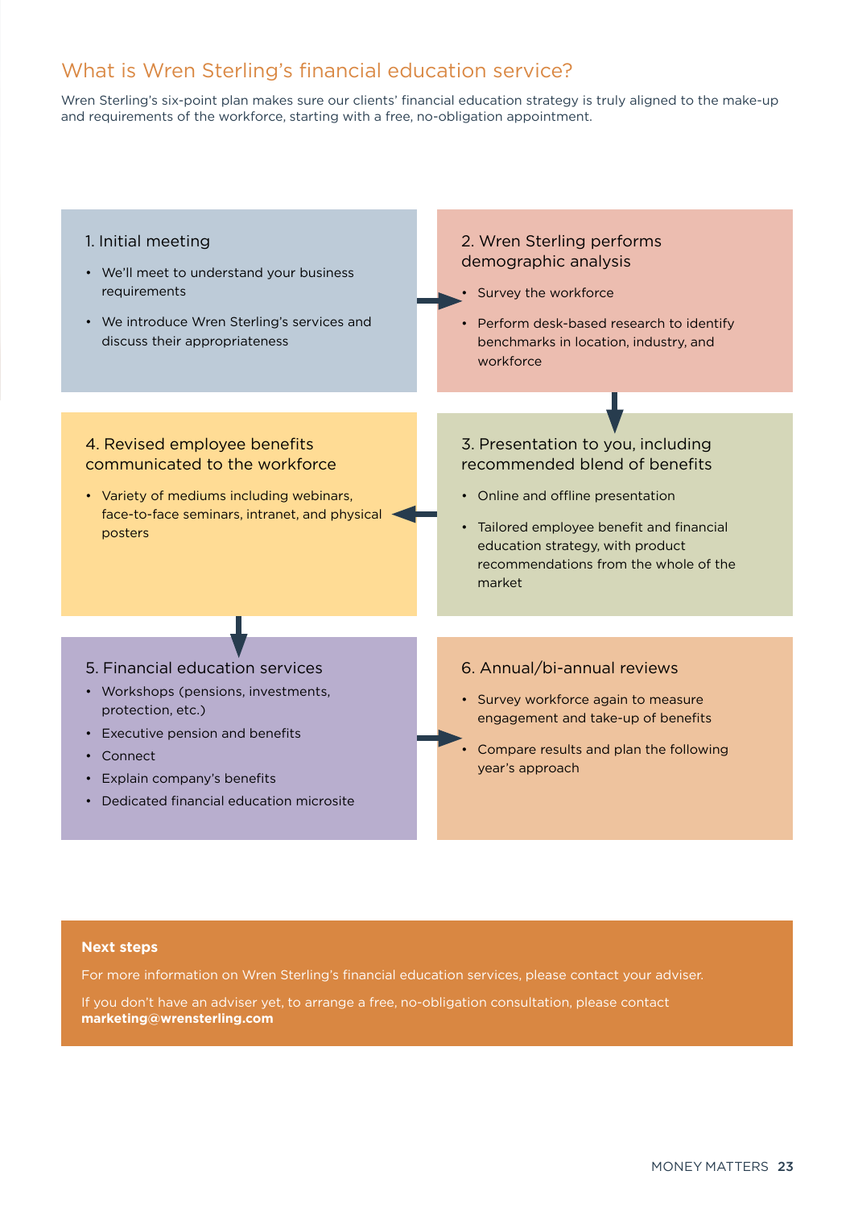## What is Wren Sterling's financial education service?

Wren Sterling's six-point plan makes sure our clients' financial education strategy is truly aligned to the make-up and requirements of the workforce, starting with a free, no-obligation appointment.

### 1. Initial meeting

- We'll meet to understand your business requirements
- We introduce Wren Sterling's services and discuss their appropriateness

### 2. Wren Sterling performs demographic analysis

- Survey the workforce
- Perform desk-based research to identify benchmarks in location, industry, and workforce

### 3. Presentation to you, including recommended blend of benefits

- Online and offline presentation
- Tailored employee benefit and financial education strategy, with product recommendations from the whole of the market

### 4. Revised employee benefits communicated to the workforce

- Variety of mediums including webinars, face-to-face seminars, intranet, and physical posters

### 5. Financial education services

- Workshops (pensions, investments, protection, etc.)
- Executive pension and benefits
- Connect
- Explain company's benefits
- Dedicated financial education microsite

### 6. Annual/bi-annual reviews

- Survey workforce again to measure engagement and take-up of benefits
- Compare results and plan the following year's approach

**Next steps**

For more information on Wren Sterling's financial education services, please contact your adviser.

If you don't have an adviser yet, to arrange a free, no-obligation consultation, please contact **marketing@wrensterling.com**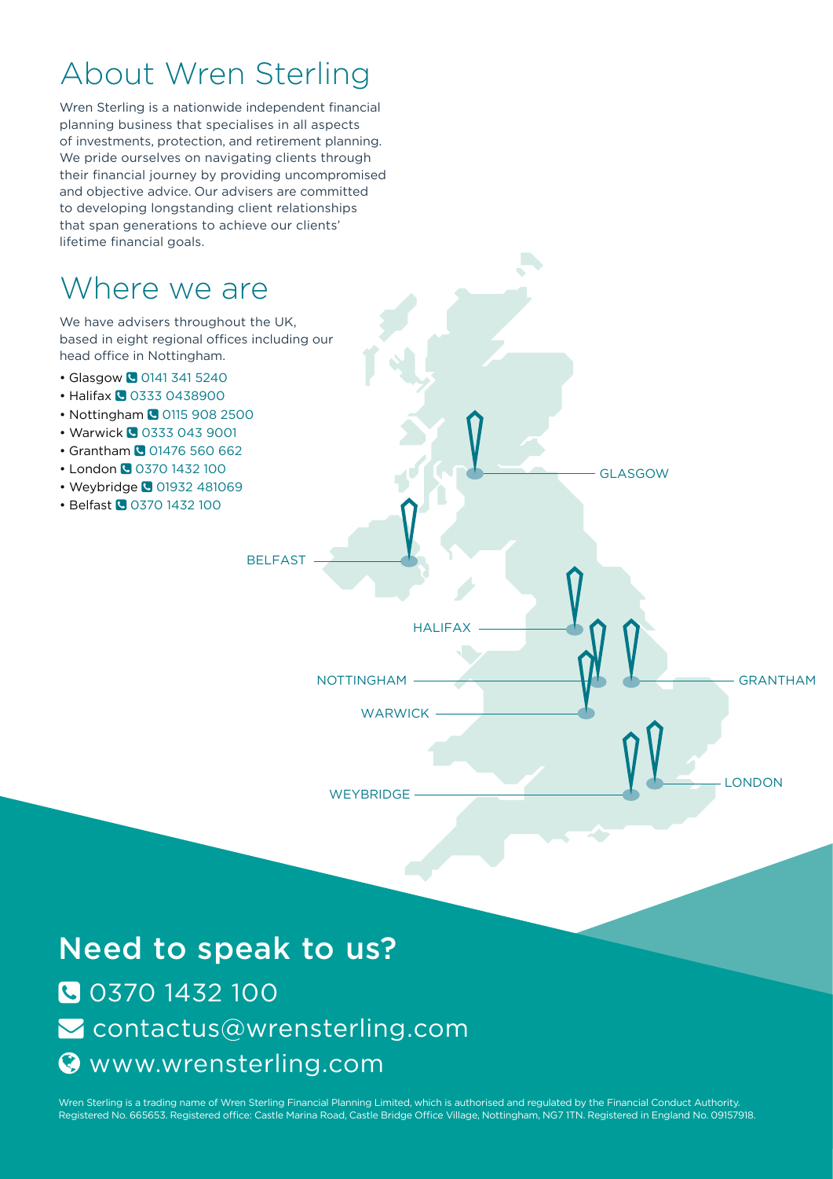# About Wren Sterling

Wren Sterling is a nationwide independent financial planning business that specialises in all aspects of investments, protection, and retirement planning. We pride ourselves on navigating clients through their financial journey by providing uncompromised and objective advice. Our advisers are committed to developing longstanding client relationships that span generations to achieve our clients' lifetime financial goals.

# Where we are

We have advisers throughout the UK, based in eight regional offices including our head office in Nottingham.

- Glasgow 0141 341 5240
- Halifax 0333 0438900
- Nottingham 0115 908 2500
- Warwick 0333 043 9001
- Grantham 01476 560 662
- London 0370 1432 100
- Weybridge 01932 481069
- Belfast 0370 1432 100

GLASGOW
BELFAST
HALIFAX
NOTTINGHAM
GRANTHAM
WARWICK
LONDON
WEYBRIDGE

## Need to speak to us?

0370 1432 100

contactus@wrensterling.com

www.wrensterling.com

Wren Sterling is a trading name of Wren Sterling Financial Planning Limited, which is authorised and regulated by the Financial Conduct Authority. Registered No. 665653. Registered office: Castle Marina Road, Castle Bridge Office Village, Nottingham, NG7 1TN. Registered in England No. 09157918.